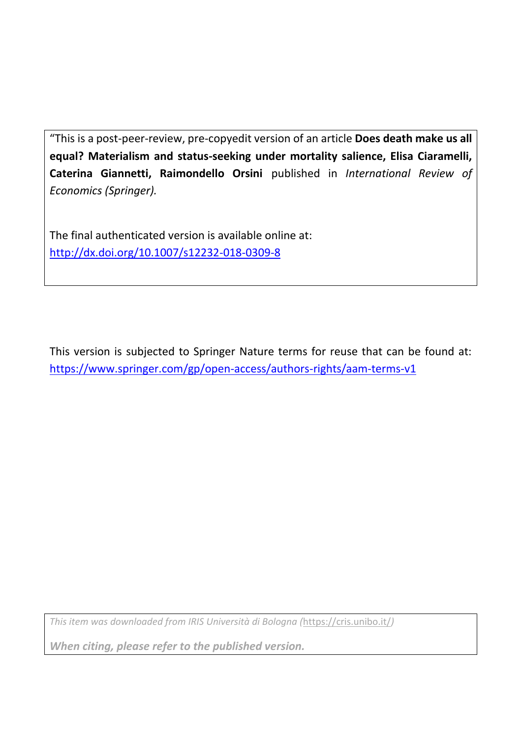“This is a post-peer-review, pre-copyedit version of an article **Does death make us all equal? Materialism and status-seeking under mortality salience, Elisa Ciaramelli, Caterina Giannetti, Raimondello Orsini** published in *International Review of Economics (Springer).*

The final authenticated version is available online at: http://dx.doi.org/10.1007/s12232-018-0309-8

This version is subjected to Springer Nature terms for reuse that can be found at: https://www.springer.com/gp/open-access/authors-rights/aam-terms-v1

*This item was downloaded from IRIS Università di Bologna (https://cris.unibo.it/)*

***When citing, please refer to the published version.***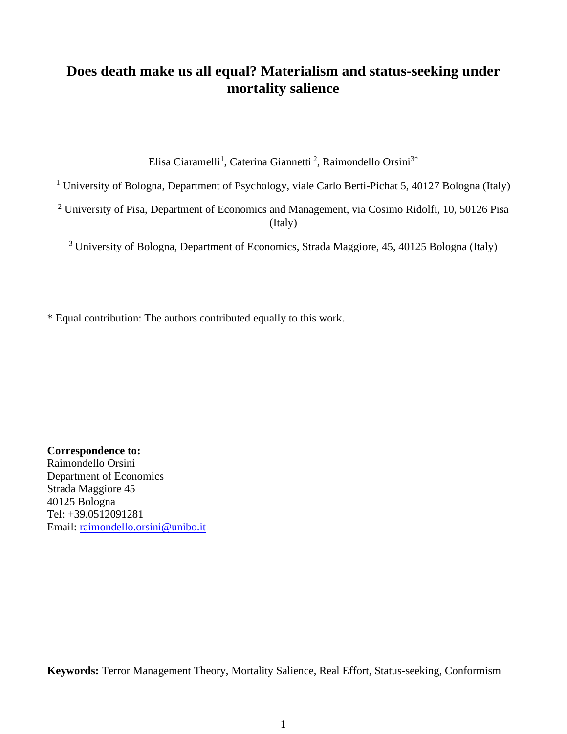# Does death make us all equal? Materialism and status-seeking under mortality salience

Elisa Ciaramelli[1], Caterina Giannetti [2], Raimondello Orsini[3*]

[1] University of Bologna, Department of Psychology, viale Carlo Berti-Pichat 5, 40127 Bologna (Italy)

[2] University of Pisa, Department of Economics and Management, via Cosimo Ridolfi, 10, 50126 Pisa (Italy)

[3] University of Bologna, Department of Economics, Strada Maggiore, 45, 40125 Bologna (Italy)

\* Equal contribution: The authors contributed equally to this work.

**Correspondence to:**
Raimondello Orsini
Department of Economics
Strada Maggiore 45
40125 Bologna
Tel: +39.0512091281
Email: raimondello.orsini@unibo.it

**Keywords:** Terror Management Theory, Mortality Salience, Real Effort, Status-seeking, Conformism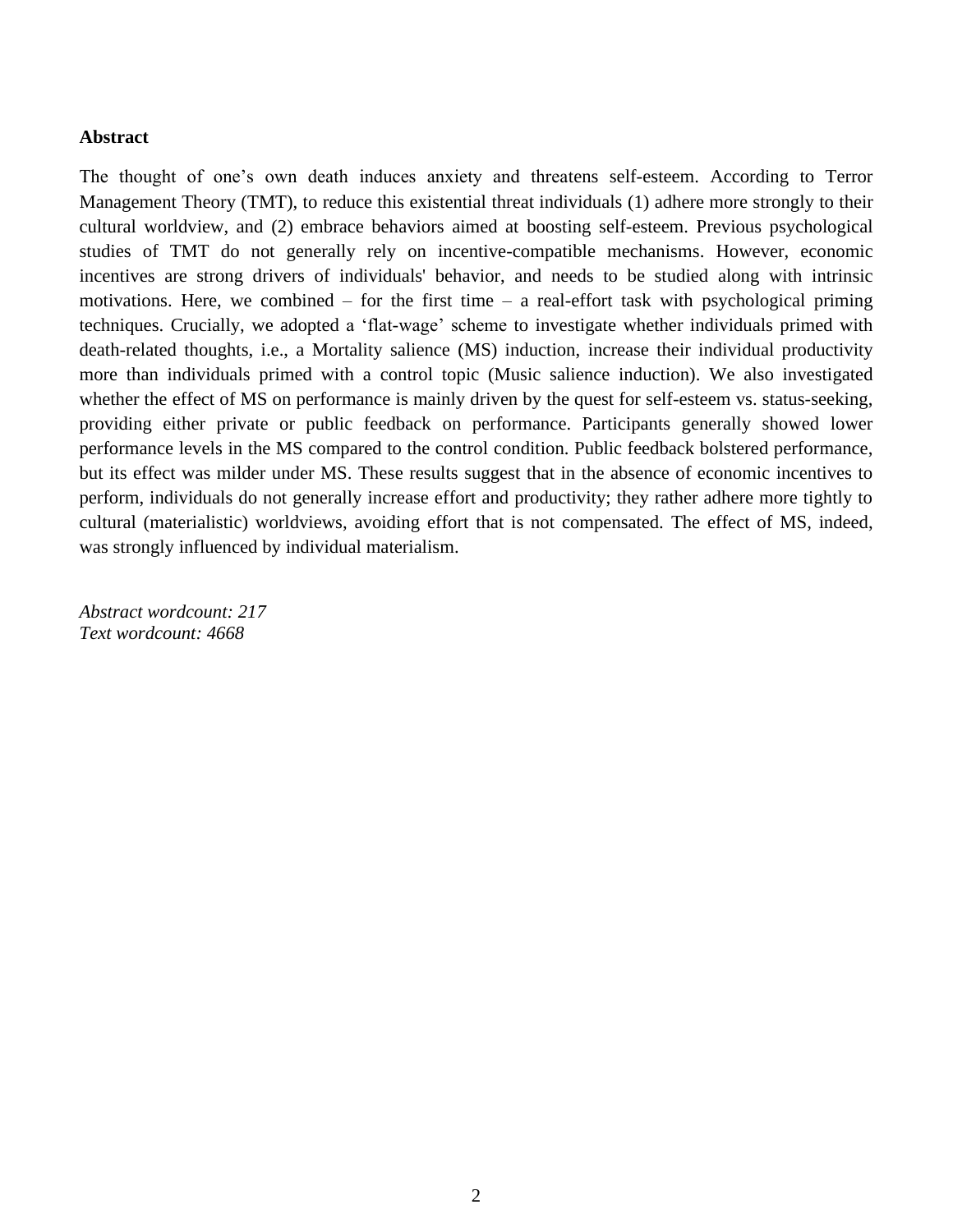**Abstract**

The thought of one's own death induces anxiety and threatens self-esteem. According to Terror Management Theory (TMT), to reduce this existential threat individuals (1) adhere more strongly to their cultural worldview, and (2) embrace behaviors aimed at boosting self-esteem. Previous psychological studies of TMT do not generally rely on incentive-compatible mechanisms. However, economic incentives are strong drivers of individuals' behavior, and needs to be studied along with intrinsic motivations. Here, we combined – for the first time – a real-effort task with psychological priming techniques. Crucially, we adopted a 'flat-wage' scheme to investigate whether individuals primed with death-related thoughts, i.e., a Mortality salience (MS) induction, increase their individual productivity more than individuals primed with a control topic (Music salience induction). We also investigated whether the effect of MS on performance is mainly driven by the quest for self-esteem vs. status-seeking, providing either private or public feedback on performance. Participants generally showed lower performance levels in the MS compared to the control condition. Public feedback bolstered performance, but its effect was milder under MS. These results suggest that in the absence of economic incentives to perform, individuals do not generally increase effort and productivity; they rather adhere more tightly to cultural (materialistic) worldviews, avoiding effort that is not compensated. The effect of MS, indeed, was strongly influenced by individual materialism.

*Abstract wordcount: 217*
*Text wordcount: 4668*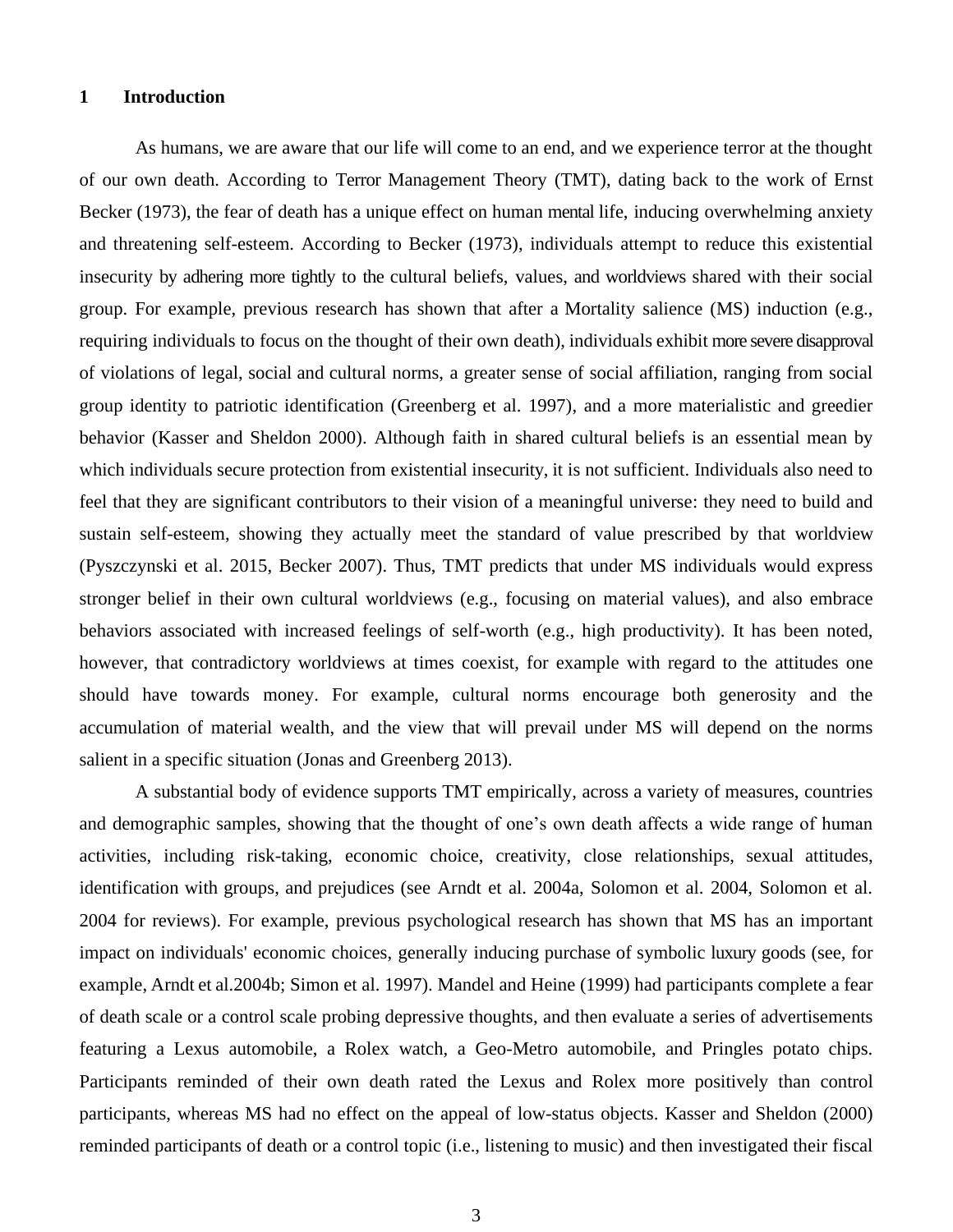# 1 Introduction

As humans, we are aware that our life will come to an end, and we experience terror at the thought of our own death. According to Terror Management Theory (TMT), dating back to the work of Ernst Becker (1973), the fear of death has a unique effect on human mental life, inducing overwhelming anxiety and threatening self-esteem. According to Becker (1973), individuals attempt to reduce this existential insecurity by adhering more tightly to the cultural beliefs, values, and worldviews shared with their social group. For example, previous research has shown that after a Mortality salience (MS) induction (e.g., requiring individuals to focus on the thought of their own death), individuals exhibit more severe disapproval of violations of legal, social and cultural norms, a greater sense of social affiliation, ranging from social group identity to patriotic identification (Greenberg et al. 1997), and a more materialistic and greedier behavior (Kasser and Sheldon 2000). Although faith in shared cultural beliefs is an essential mean by which individuals secure protection from existential insecurity, it is not sufficient. Individuals also need to feel that they are significant contributors to their vision of a meaningful universe: they need to build and sustain self-esteem, showing they actually meet the standard of value prescribed by that worldview (Pyszczynski et al. 2015, Becker 2007). Thus, TMT predicts that under MS individuals would express stronger belief in their own cultural worldviews (e.g., focusing on material values), and also embrace behaviors associated with increased feelings of self-worth (e.g., high productivity). It has been noted, however, that contradictory worldviews at times coexist, for example with regard to the attitudes one should have towards money. For example, cultural norms encourage both generosity and the accumulation of material wealth, and the view that will prevail under MS will depend on the norms salient in a specific situation (Jonas and Greenberg 2013).

A substantial body of evidence supports TMT empirically, across a variety of measures, countries and demographic samples, showing that the thought of one's own death affects a wide range of human activities, including risk-taking, economic choice, creativity, close relationships, sexual attitudes, identification with groups, and prejudices (see Arndt et al. 2004a, Solomon et al. 2004, Solomon et al. 2004 for reviews). For example, previous psychological research has shown that MS has an important impact on individuals' economic choices, generally inducing purchase of symbolic luxury goods (see, for example, Arndt et al.2004b; Simon et al. 1997). Mandel and Heine (1999) had participants complete a fear of death scale or a control scale probing depressive thoughts, and then evaluate a series of advertisements featuring a Lexus automobile, a Rolex watch, a Geo-Metro automobile, and Pringles potato chips. Participants reminded of their own death rated the Lexus and Rolex more positively than control participants, whereas MS had no effect on the appeal of low-status objects. Kasser and Sheldon (2000) reminded participants of death or a control topic (i.e., listening to music) and then investigated their fiscal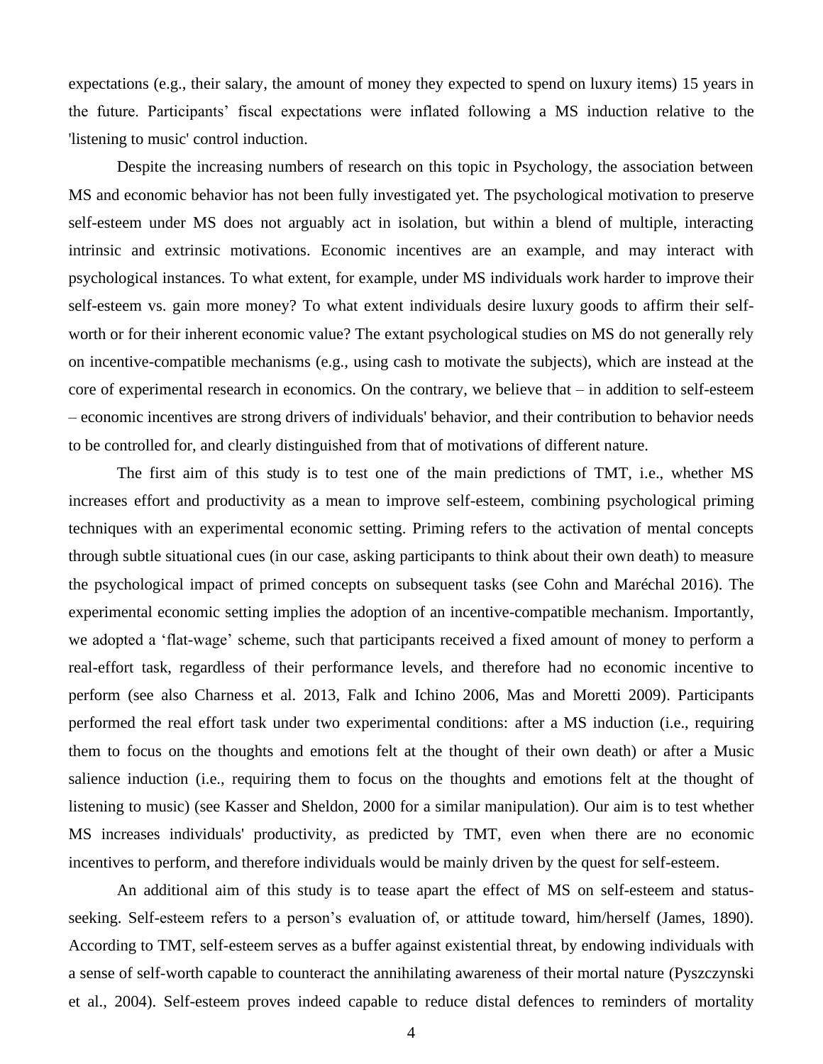expectations (e.g., their salary, the amount of money they expected to spend on luxury items) 15 years in the future. Participants' fiscal expectations were inflated following a MS induction relative to the 'listening to music' control induction.

Despite the increasing numbers of research on this topic in Psychology, the association between MS and economic behavior has not been fully investigated yet. The psychological motivation to preserve self-esteem under MS does not arguably act in isolation, but within a blend of multiple, interacting intrinsic and extrinsic motivations. Economic incentives are an example, and may interact with psychological instances. To what extent, for example, under MS individuals work harder to improve their self-esteem vs. gain more money? To what extent individuals desire luxury goods to affirm their self-worth or for their inherent economic value? The extant psychological studies on MS do not generally rely on incentive-compatible mechanisms (e.g., using cash to motivate the subjects), which are instead at the core of experimental research in economics. On the contrary, we believe that – in addition to self-esteem – economic incentives are strong drivers of individuals' behavior, and their contribution to behavior needs to be controlled for, and clearly distinguished from that of motivations of different nature.

The first aim of this study is to test one of the main predictions of TMT, i.e., whether MS increases effort and productivity as a mean to improve self-esteem, combining psychological priming techniques with an experimental economic setting. Priming refers to the activation of mental concepts through subtle situational cues (in our case, asking participants to think about their own death) to measure the psychological impact of primed concepts on subsequent tasks (see Cohn and Maréchal 2016). The experimental economic setting implies the adoption of an incentive-compatible mechanism. Importantly, we adopted a 'flat-wage' scheme, such that participants received a fixed amount of money to perform a real-effort task, regardless of their performance levels, and therefore had no economic incentive to perform (see also Charness et al. 2013, Falk and Ichino 2006, Mas and Moretti 2009). Participants performed the real effort task under two experimental conditions: after a MS induction (i.e., requiring them to focus on the thoughts and emotions felt at the thought of their own death) or after a Music salience induction (i.e., requiring them to focus on the thoughts and emotions felt at the thought of listening to music) (see Kasser and Sheldon, 2000 for a similar manipulation). Our aim is to test whether MS increases individuals' productivity, as predicted by TMT, even when there are no economic incentives to perform, and therefore individuals would be mainly driven by the quest for self-esteem.

An additional aim of this study is to tease apart the effect of MS on self-esteem and status-seeking. Self-esteem refers to a person's evaluation of, or attitude toward, him/herself (James, 1890). According to TMT, self-esteem serves as a buffer against existential threat, by endowing individuals with a sense of self-worth capable to counteract the annihilating awareness of their mortal nature (Pyszczynski et al., 2004). Self-esteem proves indeed capable to reduce distal defences to reminders of mortality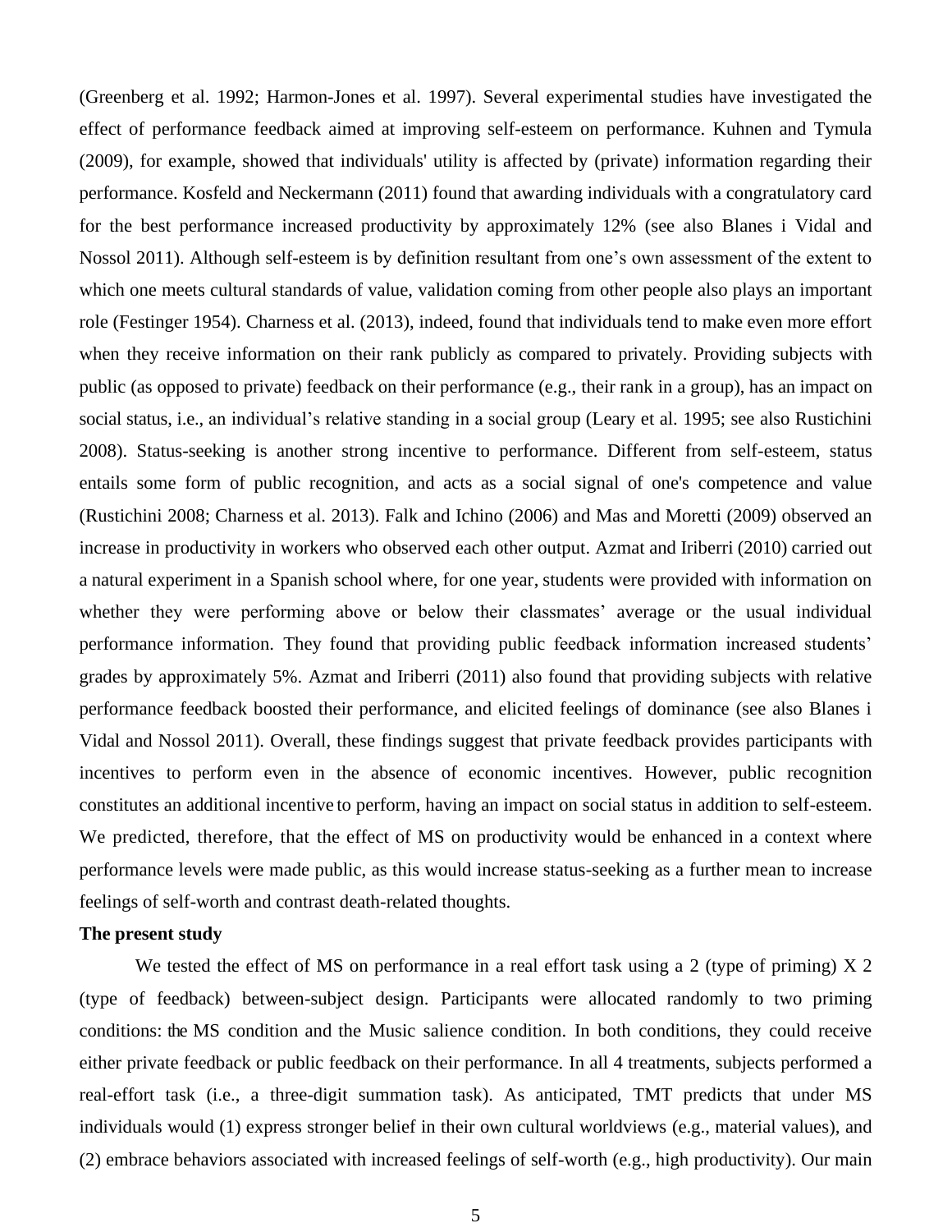(Greenberg et al. 1992; Harmon-Jones et al. 1997). Several experimental studies have investigated the effect of performance feedback aimed at improving self-esteem on performance. Kuhnen and Tymula (2009), for example, showed that individuals' utility is affected by (private) information regarding their performance. Kosfeld and Neckermann (2011) found that awarding individuals with a congratulatory card for the best performance increased productivity by approximately 12% (see also Blanes i Vidal and Nossol 2011). Although self-esteem is by definition resultant from one's own assessment of the extent to which one meets cultural standards of value, validation coming from other people also plays an important role (Festinger 1954). Charness et al. (2013), indeed, found that individuals tend to make even more effort when they receive information on their rank publicly as compared to privately. Providing subjects with public (as opposed to private) feedback on their performance (e.g., their rank in a group), has an impact on social status, i.e., an individual's relative standing in a social group (Leary et al. 1995; see also Rustichini 2008). Status-seeking is another strong incentive to performance. Different from self-esteem, status entails some form of public recognition, and acts as a social signal of one's competence and value (Rustichini 2008; Charness et al. 2013). Falk and Ichino (2006) and Mas and Moretti (2009) observed an increase in productivity in workers who observed each other output. Azmat and Iriberri (2010) carried out a natural experiment in a Spanish school where, for one year, students were provided with information on whether they were performing above or below their classmates' average or the usual individual performance information. They found that providing public feedback information increased students' grades by approximately 5%. Azmat and Iriberri (2011) also found that providing subjects with relative performance feedback boosted their performance, and elicited feelings of dominance (see also Blanes i Vidal and Nossol 2011). Overall, these findings suggest that private feedback provides participants with incentives to perform even in the absence of economic incentives. However, public recognition constitutes an additional incentive to perform, having an impact on social status in addition to self-esteem. We predicted, therefore, that the effect of MS on productivity would be enhanced in a context where performance levels were made public, as this would increase status-seeking as a further mean to increase feelings of self-worth and contrast death-related thoughts.

**The present study**

We tested the effect of MS on performance in a real effort task using a 2 (type of priming) X 2 (type of feedback) between-subject design. Participants were allocated randomly to two priming conditions: the MS condition and the Music salience condition. In both conditions, they could receive either private feedback or public feedback on their performance. In all 4 treatments, subjects performed a real-effort task (i.e., a three-digit summation task). As anticipated, TMT predicts that under MS individuals would (1) express stronger belief in their own cultural worldviews (e.g., material values), and (2) embrace behaviors associated with increased feelings of self-worth (e.g., high productivity). Our main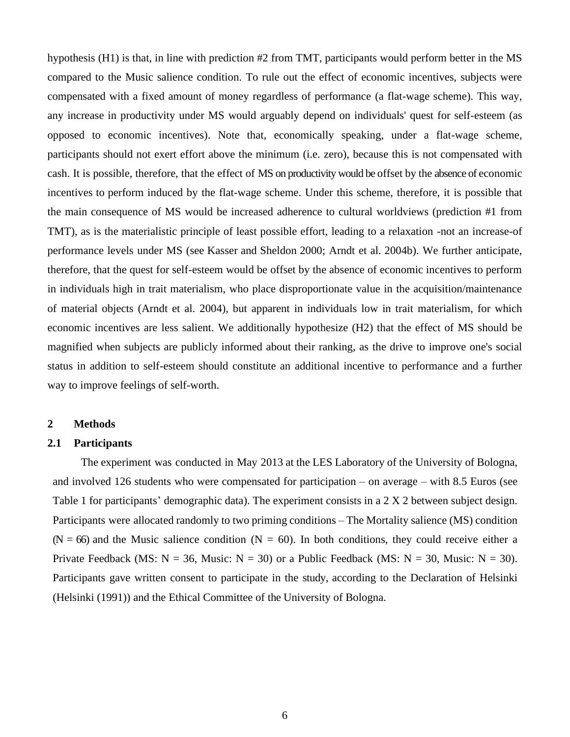hypothesis (H1) is that, in line with prediction #2 from TMT, participants would perform better in the MS compared to the Music salience condition. To rule out the effect of economic incentives, subjects were compensated with a fixed amount of money regardless of performance (a flat-wage scheme). This way, any increase in productivity under MS would arguably depend on individuals' quest for self-esteem (as opposed to economic incentives). Note that, economically speaking, under a flat-wage scheme, participants should not exert effort above the minimum (i.e. zero), because this is not compensated with cash. It is possible, therefore, that the effect of MS on productivity would be offset by the absence of economic incentives to perform induced by the flat-wage scheme. Under this scheme, therefore, it is possible that the main consequence of MS would be increased adherence to cultural worldviews (prediction #1 from TMT), as is the materialistic principle of least possible effort, leading to a relaxation -not an increase-of performance levels under MS (see Kasser and Sheldon 2000; Arndt et al. 2004b). We further anticipate, therefore, that the quest for self-esteem would be offset by the absence of economic incentives to perform in individuals high in trait materialism, who place disproportionate value in the acquisition/maintenance of material objects (Arndt et al. 2004), but apparent in individuals low in trait materialism, for which economic incentives are less salient. We additionally hypothesize (H2) that the effect of MS should be magnified when subjects are publicly informed about their ranking, as the drive to improve one's social status in addition to self-esteem should constitute an additional incentive to performance and a further way to improve feelings of self-worth.

## 2 Methods

### 2.1 Participants

The experiment was conducted in May 2013 at the LES Laboratory of the University of Bologna, and involved 126 students who were compensated for participation – on average – with 8.5 Euros (see Table 1 for participants' demographic data). The experiment consists in a 2 X 2 between subject design. Participants were allocated randomly to two priming conditions – The Mortality salience (MS) condition (N = 66) and the Music salience condition (N = 60). In both conditions, they could receive either a Private Feedback (MS: N = 36, Music: N = 30) or a Public Feedback (MS: N = 30, Music: N = 30). Participants gave written consent to participate in the study, according to the Declaration of Helsinki (Helsinki (1991)) and the Ethical Committee of the University of Bologna.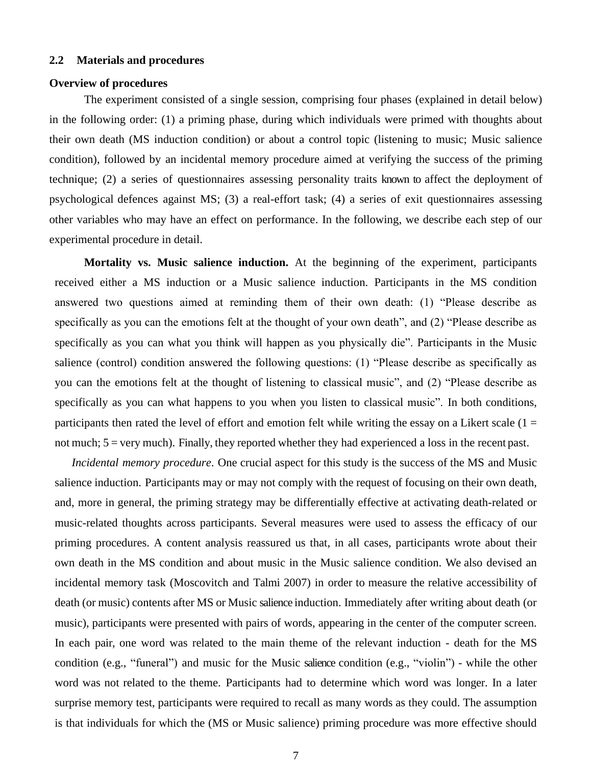## 2.2 Materials and procedures

**Overview of procedures**

The experiment consisted of a single session, comprising four phases (explained in detail below) in the following order: (1) a priming phase, during which individuals were primed with thoughts about their own death (MS induction condition) or about a control topic (listening to music; Music salience condition), followed by an incidental memory procedure aimed at verifying the success of the priming technique; (2) a series of questionnaires assessing personality traits known to affect the deployment of psychological defences against MS; (3) a real-effort task; (4) a series of exit questionnaires assessing other variables who may have an effect on performance. In the following, we describe each step of our experimental procedure in detail.

**Mortality vs. Music salience induction.** At the beginning of the experiment, participants received either a MS induction or a Music salience induction. Participants in the MS condition answered two questions aimed at reminding them of their own death: (1) "Please describe as specifically as you can the emotions felt at the thought of your own death", and (2) "Please describe as specifically as you can what you think will happen as you physically die". Participants in the Music salience (control) condition answered the following questions: (1) "Please describe as specifically as you can the emotions felt at the thought of listening to classical music", and (2) "Please describe as specifically as you can what happens to you when you listen to classical music". In both conditions, participants then rated the level of effort and emotion felt while writing the essay on a Likert scale (1 = not much; 5 = very much). Finally, they reported whether they had experienced a loss in the recent past.

*Incidental memory procedure*. One crucial aspect for this study is the success of the MS and Music salience induction. Participants may or may not comply with the request of focusing on their own death, and, more in general, the priming strategy may be differentially effective at activating death-related or music-related thoughts across participants. Several measures were used to assess the efficacy of our priming procedures. A content analysis reassured us that, in all cases, participants wrote about their own death in the MS condition and about music in the Music salience condition. We also devised an incidental memory task (Moscovitch and Talmi 2007) in order to measure the relative accessibility of death (or music) contents after MS or Music salience induction. Immediately after writing about death (or music), participants were presented with pairs of words, appearing in the center of the computer screen. In each pair, one word was related to the main theme of the relevant induction - death for the MS condition (e.g., "funeral") and music for the Music salience condition (e.g., "violin") - while the other word was not related to the theme. Participants had to determine which word was longer. In a later surprise memory test, participants were required to recall as many words as they could. The assumption is that individuals for which the (MS or Music salience) priming procedure was more effective should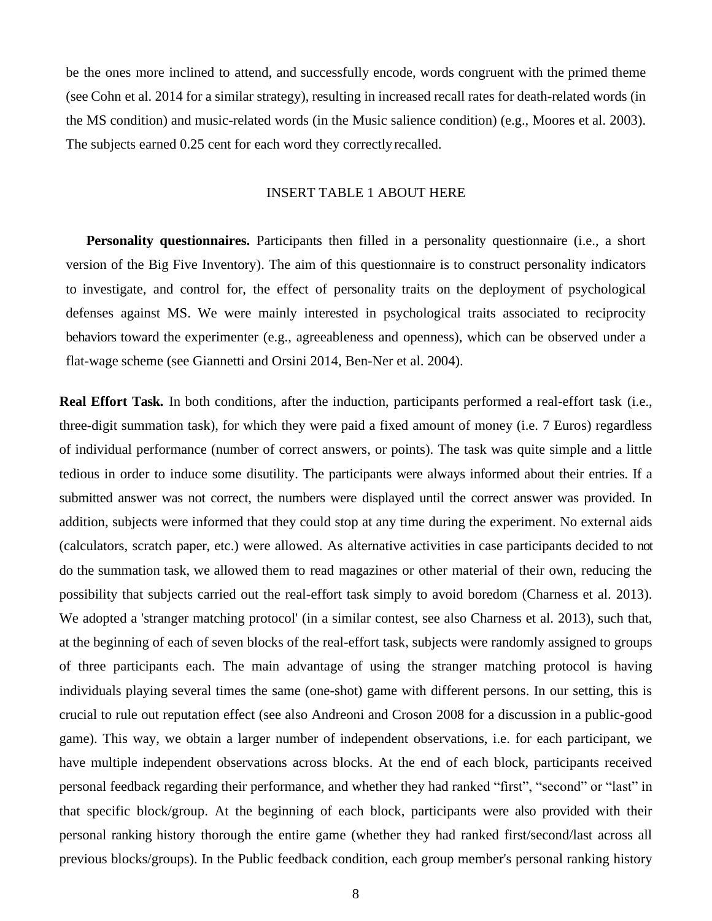be the ones more inclined to attend, and successfully encode, words congruent with the primed theme (see Cohn et al. 2014 for a similar strategy), resulting in increased recall rates for death-related words (in the MS condition) and music-related words (in the Music salience condition) (e.g., Moores et al. 2003). The subjects earned 0.25 cent for each word they correctly recalled.

INSERT TABLE 1 ABOUT HERE

**Personality questionnaires.** Participants then filled in a personality questionnaire (i.e., a short version of the Big Five Inventory). The aim of this questionnaire is to construct personality indicators to investigate, and control for, the effect of personality traits on the deployment of psychological defenses against MS. We were mainly interested in psychological traits associated to reciprocity behaviors toward the experimenter (e.g., agreeableness and openness), which can be observed under a flat-wage scheme (see Giannetti and Orsini 2014, Ben-Ner et al. 2004).

**Real Effort Task.** In both conditions, after the induction, participants performed a real-effort task (i.e., three-digit summation task), for which they were paid a fixed amount of money (i.e. 7 Euros) regardless of individual performance (number of correct answers, or points). The task was quite simple and a little tedious in order to induce some disutility. The participants were always informed about their entries. If a submitted answer was not correct, the numbers were displayed until the correct answer was provided. In addition, subjects were informed that they could stop at any time during the experiment. No external aids (calculators, scratch paper, etc.) were allowed. As alternative activities in case participants decided to not do the summation task, we allowed them to read magazines or other material of their own, reducing the possibility that subjects carried out the real-effort task simply to avoid boredom (Charness et al. 2013). We adopted a 'stranger matching protocol' (in a similar contest, see also Charness et al. 2013), such that, at the beginning of each of seven blocks of the real-effort task, subjects were randomly assigned to groups of three participants each. The main advantage of using the stranger matching protocol is having individuals playing several times the same (one-shot) game with different persons. In our setting, this is crucial to rule out reputation effect (see also Andreoni and Croson 2008 for a discussion in a public-good game). This way, we obtain a larger number of independent observations, i.e. for each participant, we have multiple independent observations across blocks. At the end of each block, participants received personal feedback regarding their performance, and whether they had ranked "first", "second" or "last" in that specific block/group. At the beginning of each block, participants were also provided with their personal ranking history thorough the entire game (whether they had ranked first/second/last across all previous blocks/groups). In the Public feedback condition, each group member's personal ranking history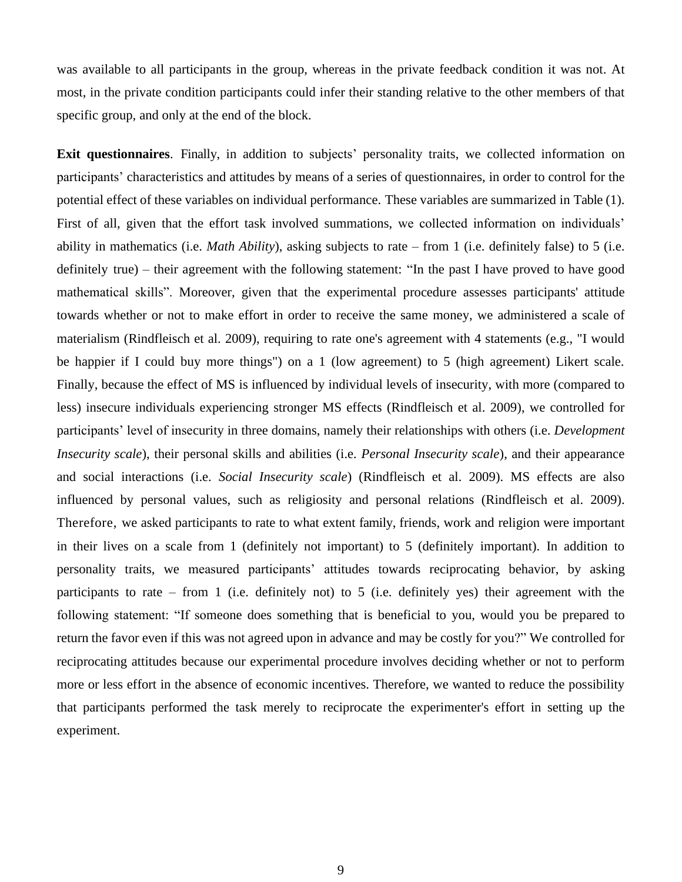was available to all participants in the group, whereas in the private feedback condition it was not. At most, in the private condition participants could infer their standing relative to the other members of that specific group, and only at the end of the block.

**Exit questionnaires**. Finally, in addition to subjects' personality traits, we collected information on participants' characteristics and attitudes by means of a series of questionnaires, in order to control for the potential effect of these variables on individual performance. These variables are summarized in Table (1). First of all, given that the effort task involved summations, we collected information on individuals' ability in mathematics (i.e. *Math Ability*), asking subjects to rate – from 1 (i.e. definitely false) to 5 (i.e. definitely true) – their agreement with the following statement: "In the past I have proved to have good mathematical skills". Moreover, given that the experimental procedure assesses participants' attitude towards whether or not to make effort in order to receive the same money, we administered a scale of materialism (Rindfleisch et al. 2009), requiring to rate one's agreement with 4 statements (e.g., "I would be happier if I could buy more things") on a 1 (low agreement) to 5 (high agreement) Likert scale. Finally, because the effect of MS is influenced by individual levels of insecurity, with more (compared to less) insecure individuals experiencing stronger MS effects (Rindfleisch et al. 2009), we controlled for participants' level of insecurity in three domains, namely their relationships with others (i.e. *Development Insecurity scale*), their personal skills and abilities (i.e. *Personal Insecurity scale*), and their appearance and social interactions (i.e. *Social Insecurity scale*) (Rindfleisch et al. 2009). MS effects are also influenced by personal values, such as religiosity and personal relations (Rindfleisch et al. 2009). Therefore, we asked participants to rate to what extent family, friends, work and religion were important in their lives on a scale from 1 (definitely not important) to 5 (definitely important). In addition to personality traits, we measured participants' attitudes towards reciprocating behavior, by asking participants to rate – from 1 (i.e. definitely not) to 5 (i.e. definitely yes) their agreement with the following statement: "If someone does something that is beneficial to you, would you be prepared to return the favor even if this was not agreed upon in advance and may be costly for you?" We controlled for reciprocating attitudes because our experimental procedure involves deciding whether or not to perform more or less effort in the absence of economic incentives. Therefore, we wanted to reduce the possibility that participants performed the task merely to reciprocate the experimenter's effort in setting up the experiment.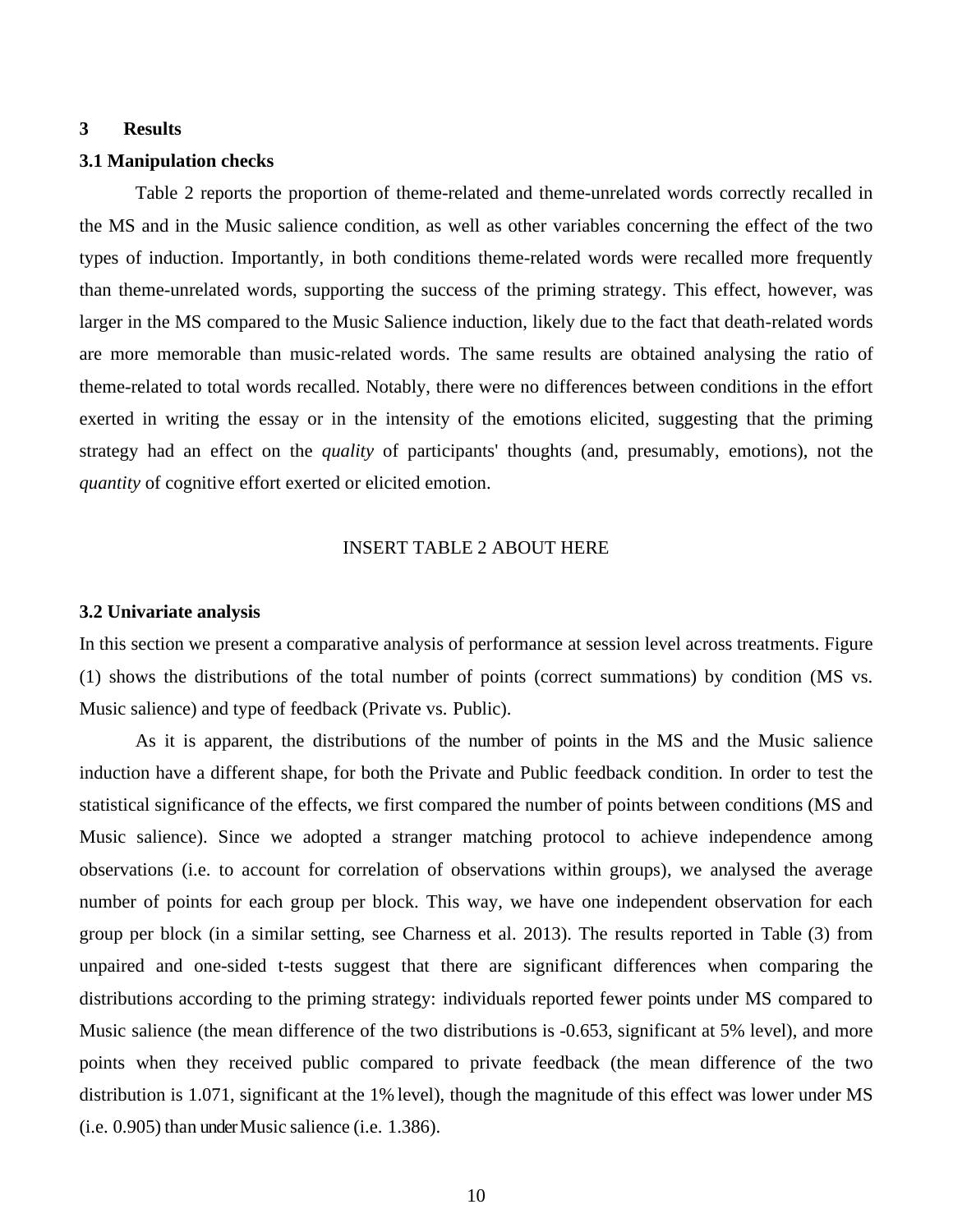## 3 Results

### 3.1 Manipulation checks

Table 2 reports the proportion of theme-related and theme-unrelated words correctly recalled in the MS and in the Music salience condition, as well as other variables concerning the effect of the two types of induction. Importantly, in both conditions theme-related words were recalled more frequently than theme-unrelated words, supporting the success of the priming strategy. This effect, however, was larger in the MS compared to the Music Salience induction, likely due to the fact that death-related words are more memorable than music-related words. The same results are obtained analysing the ratio of theme-related to total words recalled. Notably, there were no differences between conditions in the effort exerted in writing the essay or in the intensity of the emotions elicited, suggesting that the priming strategy had an effect on the *quality* of participants' thoughts (and, presumably, emotions), not the *quantity* of cognitive effort exerted or elicited emotion.

INSERT TABLE 2 ABOUT HERE

### 3.2 Univariate analysis

In this section we present a comparative analysis of performance at session level across treatments. Figure (1) shows the distributions of the total number of points (correct summations) by condition (MS vs. Music salience) and type of feedback (Private vs. Public).

As it is apparent, the distributions of the number of points in the MS and the Music salience induction have a different shape, for both the Private and Public feedback condition. In order to test the statistical significance of the effects, we first compared the number of points between conditions (MS and Music salience). Since we adopted a stranger matching protocol to achieve independence among observations (i.e. to account for correlation of observations within groups), we analysed the average number of points for each group per block. This way, we have one independent observation for each group per block (in a similar setting, see Charness et al. 2013). The results reported in Table (3) from unpaired and one-sided t-tests suggest that there are significant differences when comparing the distributions according to the priming strategy: individuals reported fewer points under MS compared to Music salience (the mean difference of the two distributions is -0.653, significant at 5% level), and more points when they received public compared to private feedback (the mean difference of the two distribution is 1.071, significant at the 1% level), though the magnitude of this effect was lower under MS (i.e. 0.905) than under Music salience (i.e. 1.386).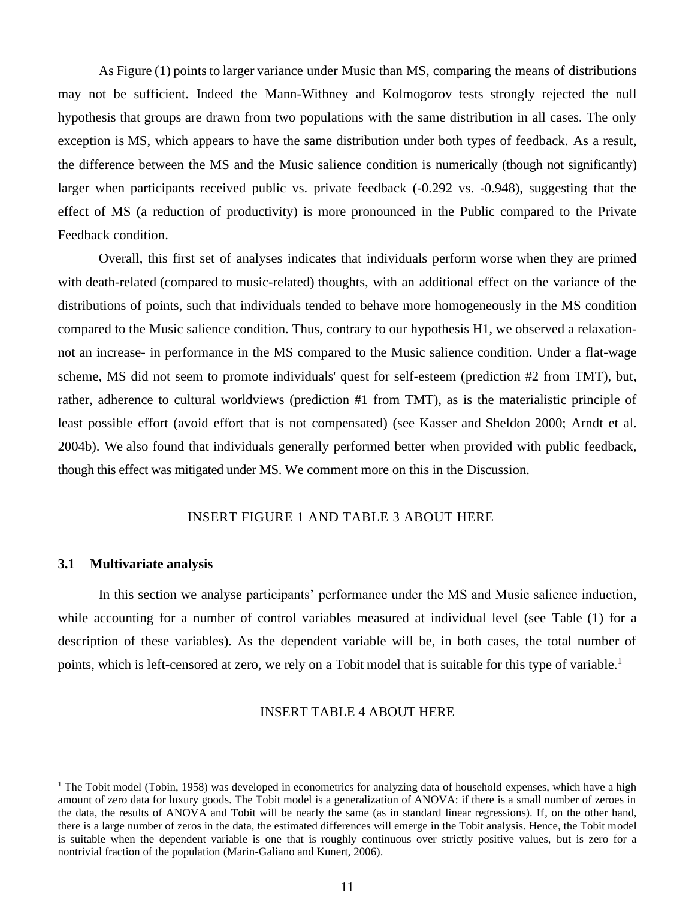As Figure (1) points to larger variance under Music than MS, comparing the means of distributions may not be sufficient. Indeed the Mann-Withney and Kolmogorov tests strongly rejected the null hypothesis that groups are drawn from two populations with the same distribution in all cases. The only exception is MS, which appears to have the same distribution under both types of feedback. As a result, the difference between the MS and the Music salience condition is numerically (though not significantly) larger when participants received public vs. private feedback (-0.292 vs. -0.948), suggesting that the effect of MS (a reduction of productivity) is more pronounced in the Public compared to the Private Feedback condition.

Overall, this first set of analyses indicates that individuals perform worse when they are primed with death-related (compared to music-related) thoughts, with an additional effect on the variance of the distributions of points, such that individuals tended to behave more homogeneously in the MS condition compared to the Music salience condition. Thus, contrary to our hypothesis H1, we observed a relaxation-not an increase- in performance in the MS compared to the Music salience condition. Under a flat-wage scheme, MS did not seem to promote individuals' quest for self-esteem (prediction #2 from TMT), but, rather, adherence to cultural worldviews (prediction #1 from TMT), as is the materialistic principle of least possible effort (avoid effort that is not compensated) (see Kasser and Sheldon 2000; Arndt et al. 2004b). We also found that individuals generally performed better when provided with public feedback, though this effect was mitigated under MS. We comment more on this in the Discussion.

INSERT FIGURE 1 AND TABLE 3 ABOUT HERE

### 3.1 Multivariate analysis

In this section we analyse participants' performance under the MS and Music salience induction, while accounting for a number of control variables measured at individual level (see Table (1) for a description of these variables). As the dependent variable will be, in both cases, the total number of points, which is left-censored at zero, we rely on a Tobit model that is suitable for this type of variable.[1]

INSERT TABLE 4 ABOUT HERE

[1] The Tobit model (Tobin, 1958) was developed in econometrics for analyzing data of household expenses, which have a high amount of zero data for luxury goods. The Tobit model is a generalization of ANOVA: if there is a small number of zeroes in the data, the results of ANOVA and Tobit will be nearly the same (as in standard linear regressions). If, on the other hand, there is a large number of zeros in the data, the estimated differences will emerge in the Tobit analysis. Hence, the Tobit model is suitable when the dependent variable is one that is roughly continuous over strictly positive values, but is zero for a nontrivial fraction of the population (Marin-Galiano and Kunert, 2006).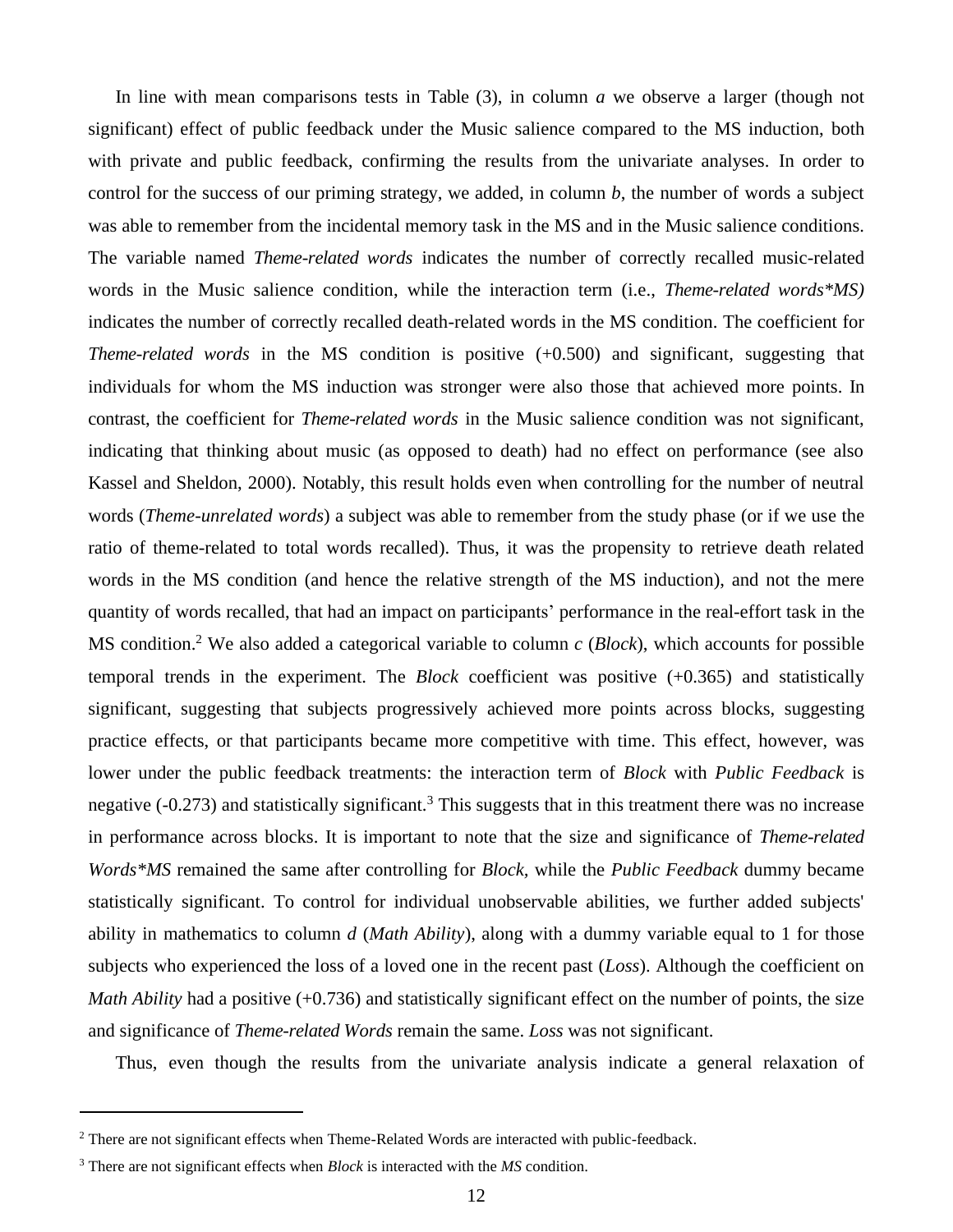In line with mean comparisons tests in Table (3), in column *a* we observe a larger (though not significant) effect of public feedback under the Music salience compared to the MS induction, both with private and public feedback, confirming the results from the univariate analyses. In order to control for the success of our priming strategy, we added, in column *b*, the number of words a subject was able to remember from the incidental memory task in the MS and in the Music salience conditions. The variable named *Theme-related words* indicates the number of correctly recalled music-related words in the Music salience condition, while the interaction term (i.e., *Theme-related words*MS)* indicates the number of correctly recalled death-related words in the MS condition. The coefficient for *Theme-related words* in the MS condition is positive (+0.500) and significant, suggesting that individuals for whom the MS induction was stronger were also those that achieved more points. In contrast, the coefficient for *Theme-related words* in the Music salience condition was not significant, indicating that thinking about music (as opposed to death) had no effect on performance (see also Kassel and Sheldon, 2000). Notably, this result holds even when controlling for the number of neutral words (*Theme-unrelated words*) a subject was able to remember from the study phase (or if we use the ratio of theme-related to total words recalled). Thus, it was the propensity to retrieve death related words in the MS condition (and hence the relative strength of the MS induction), and not the mere quantity of words recalled, that had an impact on participants' performance in the real-effort task in the MS condition.[2] We also added a categorical variable to column *c* (*Block*), which accounts for possible temporal trends in the experiment. The *Block* coefficient was positive (+0.365) and statistically significant, suggesting that subjects progressively achieved more points across blocks, suggesting practice effects, or that participants became more competitive with time. This effect, however, was lower under the public feedback treatments: the interaction term of *Block* with *Public Feedback* is negative (-0.273) and statistically significant.[3] This suggests that in this treatment there was no increase in performance across blocks. It is important to note that the size and significance of *Theme-related Words*MS* remained the same after controlling for *Block,* while the *Public Feedback* dummy became statistically significant. To control for individual unobservable abilities, we further added subjects' ability in mathematics to column *d* (*Math Ability*), along with a dummy variable equal to 1 for those subjects who experienced the loss of a loved one in the recent past (*Loss*). Although the coefficient on *Math Ability* had a positive (+0.736) and statistically significant effect on the number of points, the size and significance of *Theme-related Words* remain the same. *Loss* was not significant.

Thus, even though the results from the univariate analysis indicate a general relaxation of

---

[2] There are not significant effects when Theme-Related Words are interacted with public-feedback.

[3] There are not significant effects when *Block* is interacted with the *MS* condition.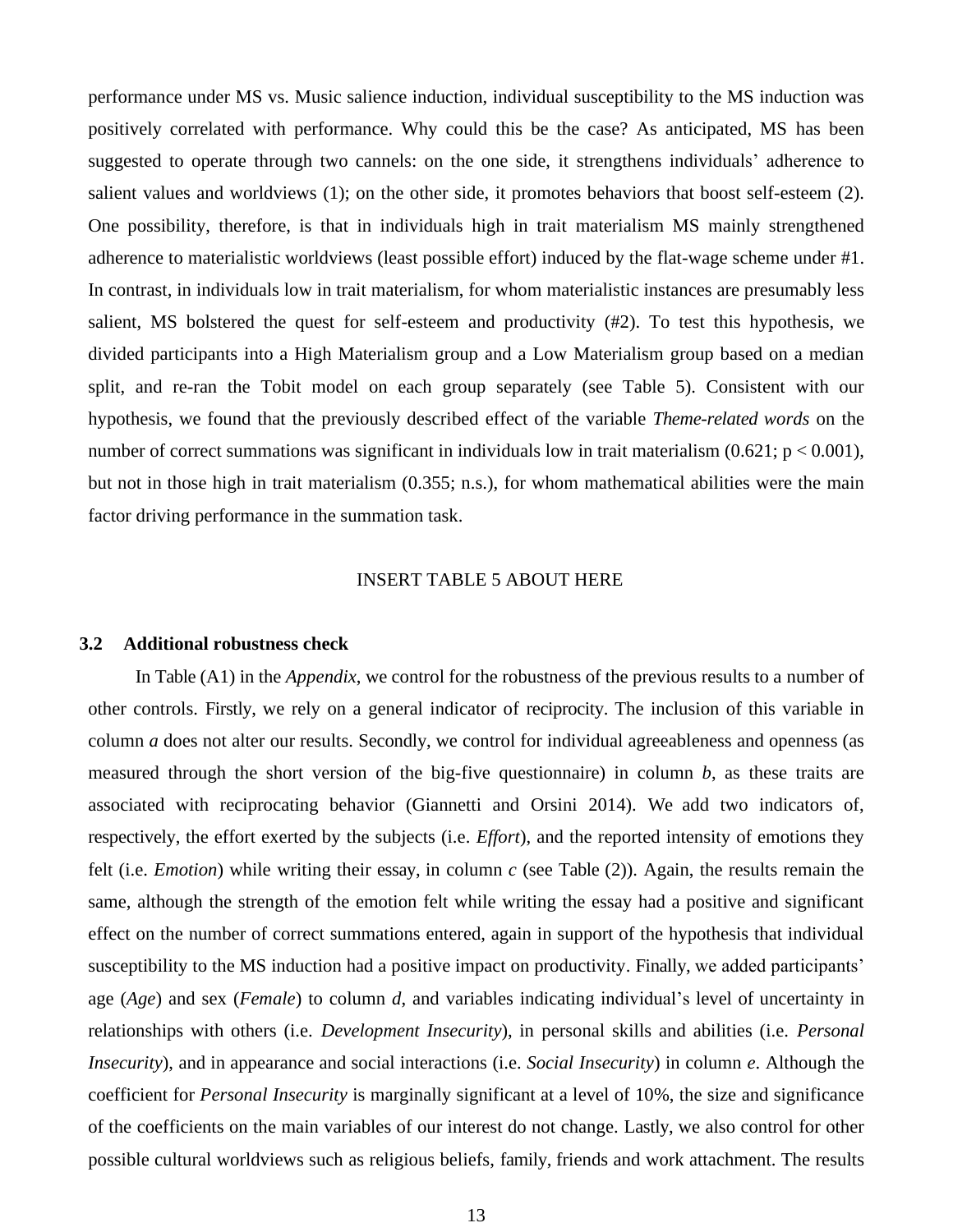performance under MS vs. Music salience induction, individual susceptibility to the MS induction was positively correlated with performance. Why could this be the case? As anticipated, MS has been suggested to operate through two cannels: on the one side, it strengthens individuals' adherence to salient values and worldviews (1); on the other side, it promotes behaviors that boost self-esteem (2). One possibility, therefore, is that in individuals high in trait materialism MS mainly strengthened adherence to materialistic worldviews (least possible effort) induced by the flat-wage scheme under #1. In contrast, in individuals low in trait materialism, for whom materialistic instances are presumably less salient, MS bolstered the quest for self-esteem and productivity (#2). To test this hypothesis, we divided participants into a High Materialism group and a Low Materialism group based on a median split, and re-ran the Tobit model on each group separately (see Table 5). Consistent with our hypothesis, we found that the previously described effect of the variable *Theme-related words* on the number of correct summations was significant in individuals low in trait materialism (0.621; $p < 0.001$), but not in those high in trait materialism (0.355; n.s.), for whom mathematical abilities were the main factor driving performance in the summation task.

INSERT TABLE 5 ABOUT HERE

### 3.2 Additional robustness check

In Table (A1) in the *Appendix*, we control for the robustness of the previous results to a number of other controls. Firstly, we rely on a general indicator of reciprocity. The inclusion of this variable in column *a* does not alter our results. Secondly, we control for individual agreeableness and openness (as measured through the short version of the big-five questionnaire) in column *b*, as these traits are associated with reciprocating behavior (Giannetti and Orsini 2014). We add two indicators of, respectively, the effort exerted by the subjects (i.e. *Effort*), and the reported intensity of emotions they felt (i.e. *Emotion*) while writing their essay, in column *c* (see Table (2)). Again, the results remain the same, although the strength of the emotion felt while writing the essay had a positive and significant effect on the number of correct summations entered, again in support of the hypothesis that individual susceptibility to the MS induction had a positive impact on productivity. Finally, we added participants' age (*Age*) and sex (*Female*) to column *d*, and variables indicating individual's level of uncertainty in relationships with others (i.e. *Development Insecurity*), in personal skills and abilities (i.e. *Personal Insecurity*), and in appearance and social interactions (i.e. *Social Insecurity*) in column *e*. Although the coefficient for *Personal Insecurity* is marginally significant at a level of 10%, the size and significance of the coefficients on the main variables of our interest do not change. Lastly, we also control for other possible cultural worldviews such as religious beliefs, family, friends and work attachment. The results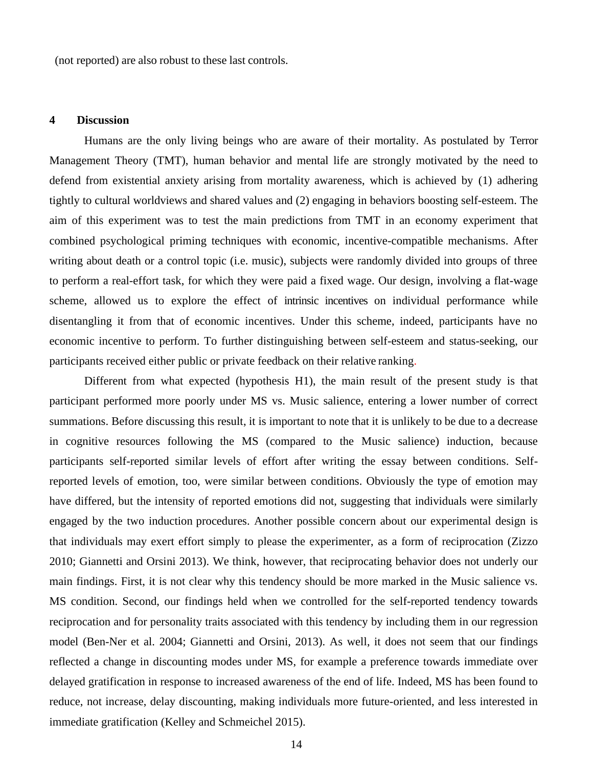(not reported) are also robust to these last controls.

## 4 Discussion

Humans are the only living beings who are aware of their mortality. As postulated by Terror Management Theory (TMT), human behavior and mental life are strongly motivated by the need to defend from existential anxiety arising from mortality awareness, which is achieved by (1) adhering tightly to cultural worldviews and shared values and (2) engaging in behaviors boosting self-esteem. The aim of this experiment was to test the main predictions from TMT in an economy experiment that combined psychological priming techniques with economic, incentive-compatible mechanisms. After writing about death or a control topic (i.e. music), subjects were randomly divided into groups of three to perform a real-effort task, for which they were paid a fixed wage. Our design, involving a flat-wage scheme, allowed us to explore the effect of intrinsic incentives on individual performance while disentangling it from that of economic incentives. Under this scheme, indeed, participants have no economic incentive to perform. To further distinguishing between self-esteem and status-seeking, our participants received either public or private feedback on their relative ranking.

Different from what expected (hypothesis H1), the main result of the present study is that participant performed more poorly under MS vs. Music salience, entering a lower number of correct summations. Before discussing this result, it is important to note that it is unlikely to be due to a decrease in cognitive resources following the MS (compared to the Music salience) induction, because participants self-reported similar levels of effort after writing the essay between conditions. Self-reported levels of emotion, too, were similar between conditions. Obviously the type of emotion may have differed, but the intensity of reported emotions did not, suggesting that individuals were similarly engaged by the two induction procedures. Another possible concern about our experimental design is that individuals may exert effort simply to please the experimenter, as a form of reciprocation (Zizzo 2010; Giannetti and Orsini 2013). We think, however, that reciprocating behavior does not underly our main findings. First, it is not clear why this tendency should be more marked in the Music salience vs. MS condition. Second, our findings held when we controlled for the self-reported tendency towards reciprocation and for personality traits associated with this tendency by including them in our regression model (Ben-Ner et al. 2004; Giannetti and Orsini, 2013). As well, it does not seem that our findings reflected a change in discounting modes under MS, for example a preference towards immediate over delayed gratification in response to increased awareness of the end of life. Indeed, MS has been found to reduce, not increase, delay discounting, making individuals more future-oriented, and less interested in immediate gratification (Kelley and Schmeichel 2015).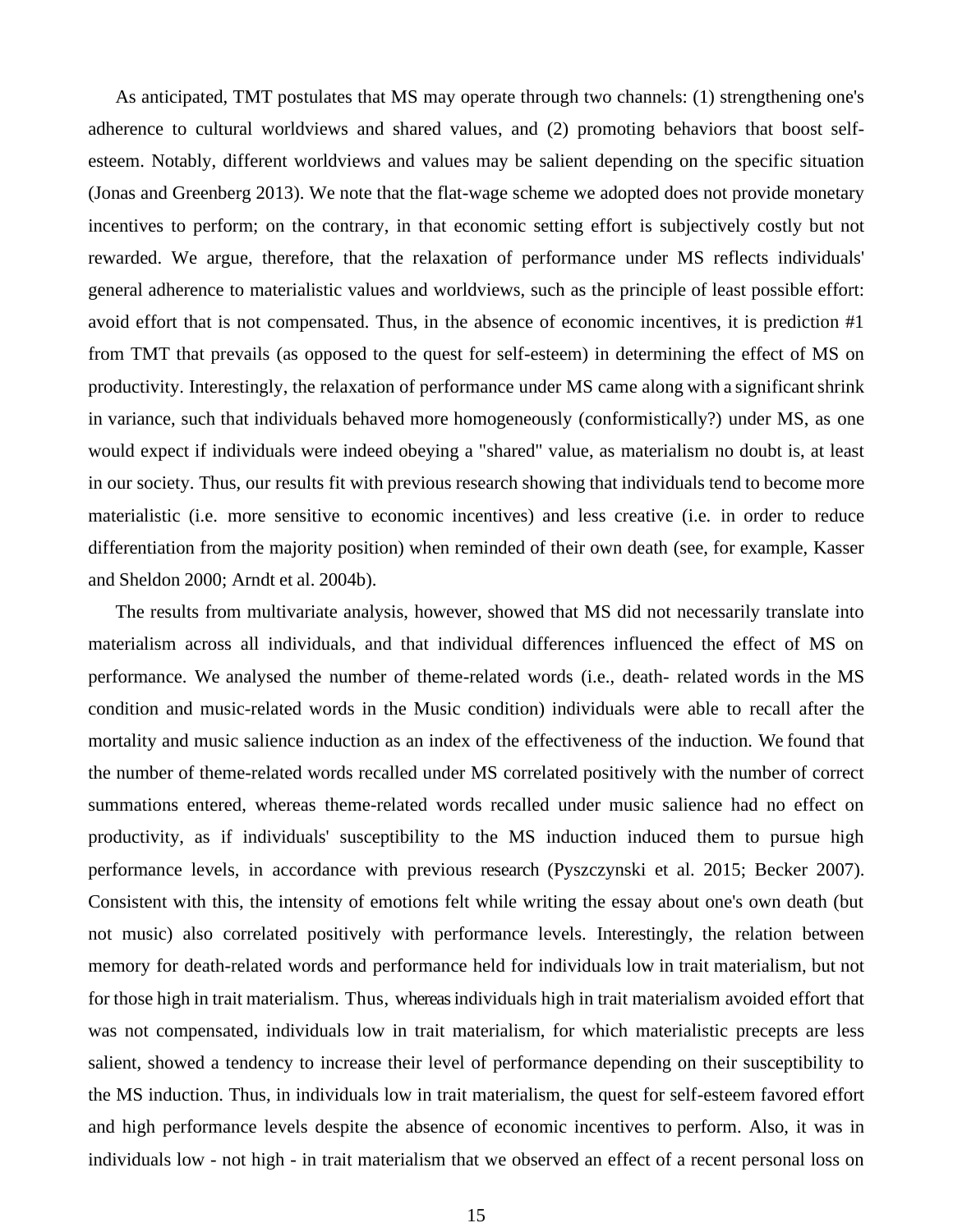As anticipated, TMT postulates that MS may operate through two channels: (1) strengthening one's adherence to cultural worldviews and shared values, and (2) promoting behaviors that boost self-esteem. Notably, different worldviews and values may be salient depending on the specific situation (Jonas and Greenberg 2013). We note that the flat-wage scheme we adopted does not provide monetary incentives to perform; on the contrary, in that economic setting effort is subjectively costly but not rewarded. We argue, therefore, that the relaxation of performance under MS reflects individuals' general adherence to materialistic values and worldviews, such as the principle of least possible effort: avoid effort that is not compensated. Thus, in the absence of economic incentives, it is prediction #1 from TMT that prevails (as opposed to the quest for self-esteem) in determining the effect of MS on productivity. Interestingly, the relaxation of performance under MS came along with a significant shrink in variance, such that individuals behaved more homogeneously (conformistically?) under MS, as one would expect if individuals were indeed obeying a "shared" value, as materialism no doubt is, at least in our society. Thus, our results fit with previous research showing that individuals tend to become more materialistic (i.e. more sensitive to economic incentives) and less creative (i.e. in order to reduce differentiation from the majority position) when reminded of their own death (see, for example, Kasser and Sheldon 2000; Arndt et al. 2004b).

The results from multivariate analysis, however, showed that MS did not necessarily translate into materialism across all individuals, and that individual differences influenced the effect of MS on performance. We analysed the number of theme-related words (i.e., death- related words in the MS condition and music-related words in the Music condition) individuals were able to recall after the mortality and music salience induction as an index of the effectiveness of the induction. We found that the number of theme-related words recalled under MS correlated positively with the number of correct summations entered, whereas theme-related words recalled under music salience had no effect on productivity, as if individuals' susceptibility to the MS induction induced them to pursue high performance levels, in accordance with previous research (Pyszczynski et al. 2015; Becker 2007). Consistent with this, the intensity of emotions felt while writing the essay about one's own death (but not music) also correlated positively with performance levels. Interestingly, the relation between memory for death-related words and performance held for individuals low in trait materialism, but not for those high in trait materialism. Thus, whereas individuals high in trait materialism avoided effort that was not compensated, individuals low in trait materialism, for which materialistic precepts are less salient, showed a tendency to increase their level of performance depending on their susceptibility to the MS induction. Thus, in individuals low in trait materialism, the quest for self-esteem favored effort and high performance levels despite the absence of economic incentives to perform. Also, it was in individuals low - not high - in trait materialism that we observed an effect of a recent personal loss on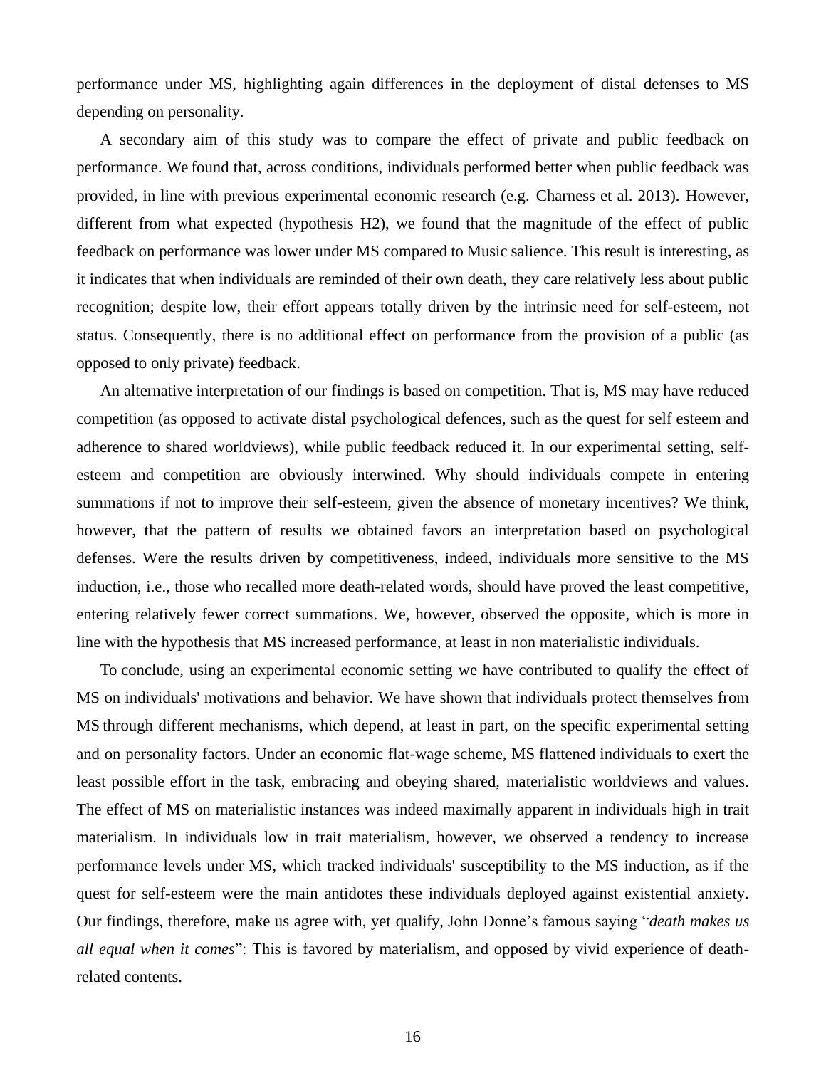performance under MS, highlighting again differences in the deployment of distal defenses to MS depending on personality.

A secondary aim of this study was to compare the effect of private and public feedback on performance. We found that, across conditions, individuals performed better when public feedback was provided, in line with previous experimental economic research (e.g. Charness et al. 2013). However, different from what expected (hypothesis H2), we found that the magnitude of the effect of public feedback on performance was lower under MS compared to Music salience. This result is interesting, as it indicates that when individuals are reminded of their own death, they care relatively less about public recognition; despite low, their effort appears totally driven by the intrinsic need for self-esteem, not status. Consequently, there is no additional effect on performance from the provision of a public (as opposed to only private) feedback.

An alternative interpretation of our findings is based on competition. That is, MS may have reduced competition (as opposed to activate distal psychological defences, such as the quest for self esteem and adherence to shared worldviews), while public feedback reduced it. In our experimental setting, self-esteem and competition are obviously interwined. Why should individuals compete in entering summations if not to improve their self-esteem, given the absence of monetary incentives? We think, however, that the pattern of results we obtained favors an interpretation based on psychological defenses. Were the results driven by competitiveness, indeed, individuals more sensitive to the MS induction, i.e., those who recalled more death-related words, should have proved the least competitive, entering relatively fewer correct summations. We, however, observed the opposite, which is more in line with the hypothesis that MS increased performance, at least in non materialistic individuals.

To conclude, using an experimental economic setting we have contributed to qualify the effect of MS on individuals' motivations and behavior. We have shown that individuals protect themselves from MS through different mechanisms, which depend, at least in part, on the specific experimental setting and on personality factors. Under an economic flat-wage scheme, MS flattened individuals to exert the least possible effort in the task, embracing and obeying shared, materialistic worldviews and values. The effect of MS on materialistic instances was indeed maximally apparent in individuals high in trait materialism. In individuals low in trait materialism, however, we observed a tendency to increase performance levels under MS, which tracked individuals' susceptibility to the MS induction, as if the quest for self-esteem were the main antidotes these individuals deployed against existential anxiety. Our findings, therefore, make us agree with, yet qualify, John Donne's famous saying "*death makes us all equal when it comes*": This is favored by materialism, and opposed by vivid experience of death-related contents.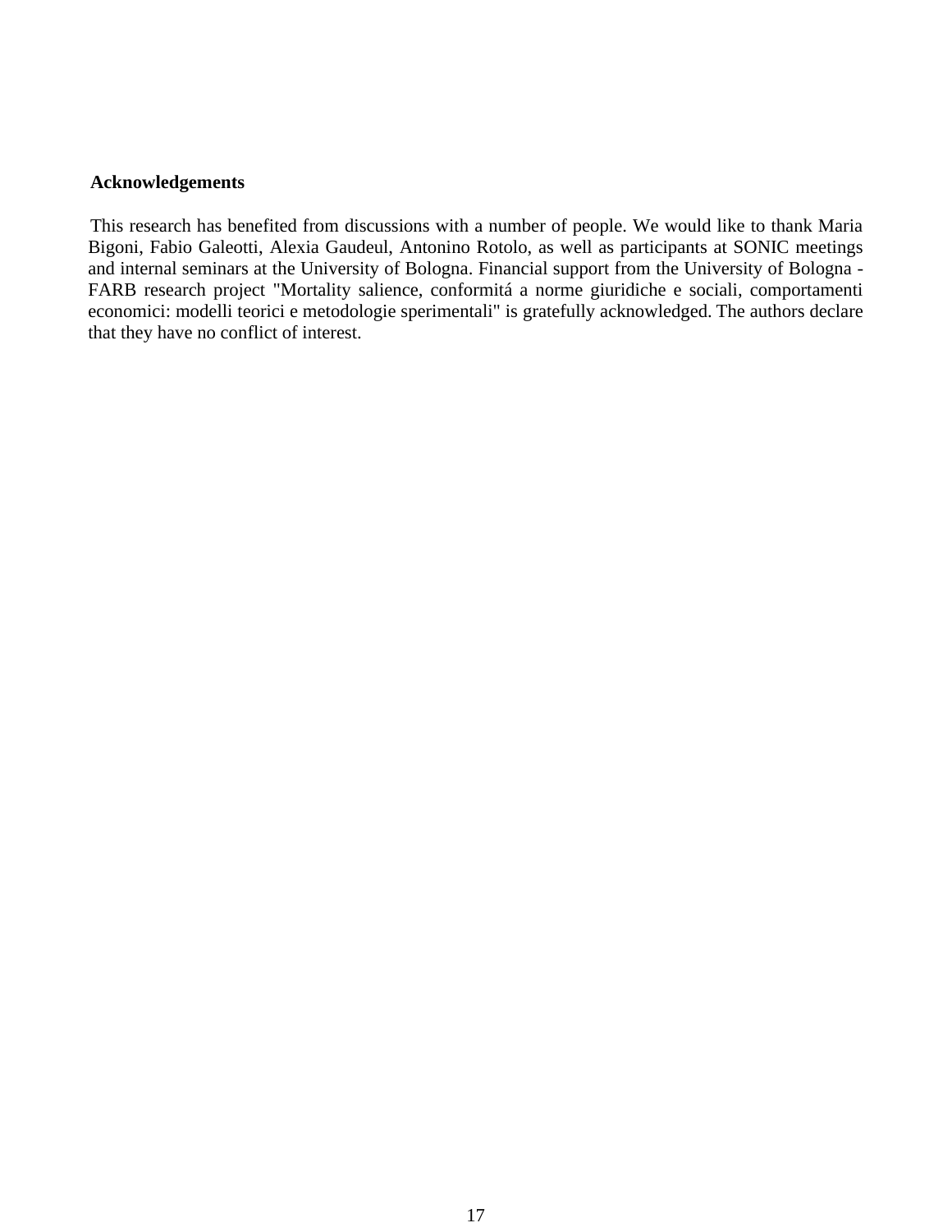## Acknowledgements

This research has benefited from discussions with a number of people. We would like to thank Maria Bigoni, Fabio Galeotti, Alexia Gaudeul, Antonino Rotolo, as well as participants at SONIC meetings and internal seminars at the University of Bologna. Financial support from the University of Bologna - FARB research project "Mortality salience, conformitá a norme giuridiche e sociali, comportamenti economici: modelli teorici e metodologie sperimentali" is gratefully acknowledged. The authors declare that they have no conflict of interest.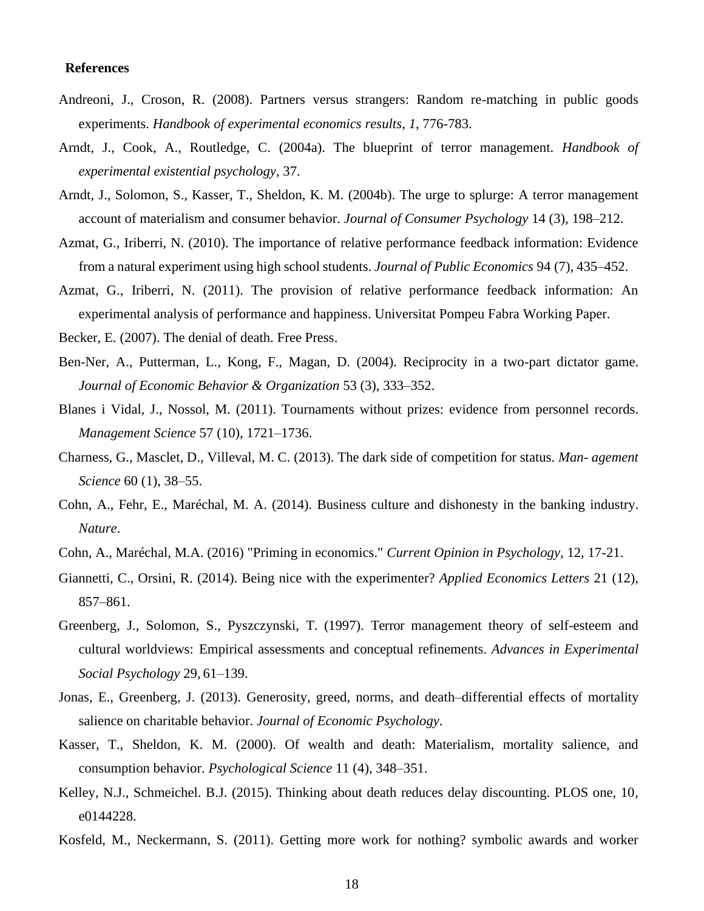**References**

Andreoni, J., Croson, R. (2008). Partners versus strangers: Random re-matching in public goods experiments. *Handbook of experimental economics results, 1*, 776-783.

Arndt, J., Cook, A., Routledge, C. (2004a). The blueprint of terror management. *Handbook of experimental existential psychology*, 37.

Arndt, J., Solomon, S., Kasser, T., Sheldon, K. M. (2004b). The urge to splurge: A terror management account of materialism and consumer behavior. *Journal of Consumer Psychology* 14 (3), 198–212.

Azmat, G., Iriberri, N. (2010). The importance of relative performance feedback information: Evidence from a natural experiment using high school students. *Journal of Public Economics* 94 (7), 435–452.

Azmat, G., Iriberri, N. (2011). The provision of relative performance feedback information: An experimental analysis of performance and happiness. Universitat Pompeu Fabra Working Paper.

Becker, E. (2007). The denial of death. Free Press.

Ben-Ner, A., Putterman, L., Kong, F., Magan, D. (2004). Reciprocity in a two-part dictator game. *Journal of Economic Behavior & Organization* 53 (3), 333–352.

Blanes i Vidal, J., Nossol, M. (2011). Tournaments without prizes: evidence from personnel records. *Management Science* 57 (10), 1721–1736.

Charness, G., Masclet, D., Villeval, M. C. (2013). The dark side of competition for status. *Man- agement Science* 60 (1), 38–55.

Cohn, A., Fehr, E., Maréchal, M. A. (2014). Business culture and dishonesty in the banking industry. *Nature*.

Cohn, A., Maréchal, M.A. (2016) "Priming in economics." *Current Opinion in Psychology*, 12, 17-21.

Giannetti, C., Orsini, R. (2014). Being nice with the experimenter? *Applied Economics Letters* 21 (12), 857–861.

Greenberg, J., Solomon, S., Pyszczynski, T. (1997). Terror management theory of self-esteem and cultural worldviews: Empirical assessments and conceptual refinements. *Advances in Experimental Social Psychology* 29, 61–139.

Jonas, E., Greenberg, J. (2013). Generosity, greed, norms, and death–differential effects of mortality salience on charitable behavior. *Journal of Economic Psychology*.

Kasser, T., Sheldon, K. M. (2000). Of wealth and death: Materialism, mortality salience, and consumption behavior. *Psychological Science* 11 (4), 348–351.

Kelley, N.J., Schmeichel. B.J. (2015). Thinking about death reduces delay discounting. PLOS one, 10, e0144228.

Kosfeld, M., Neckermann, S. (2011). Getting more work for nothing? symbolic awards and worker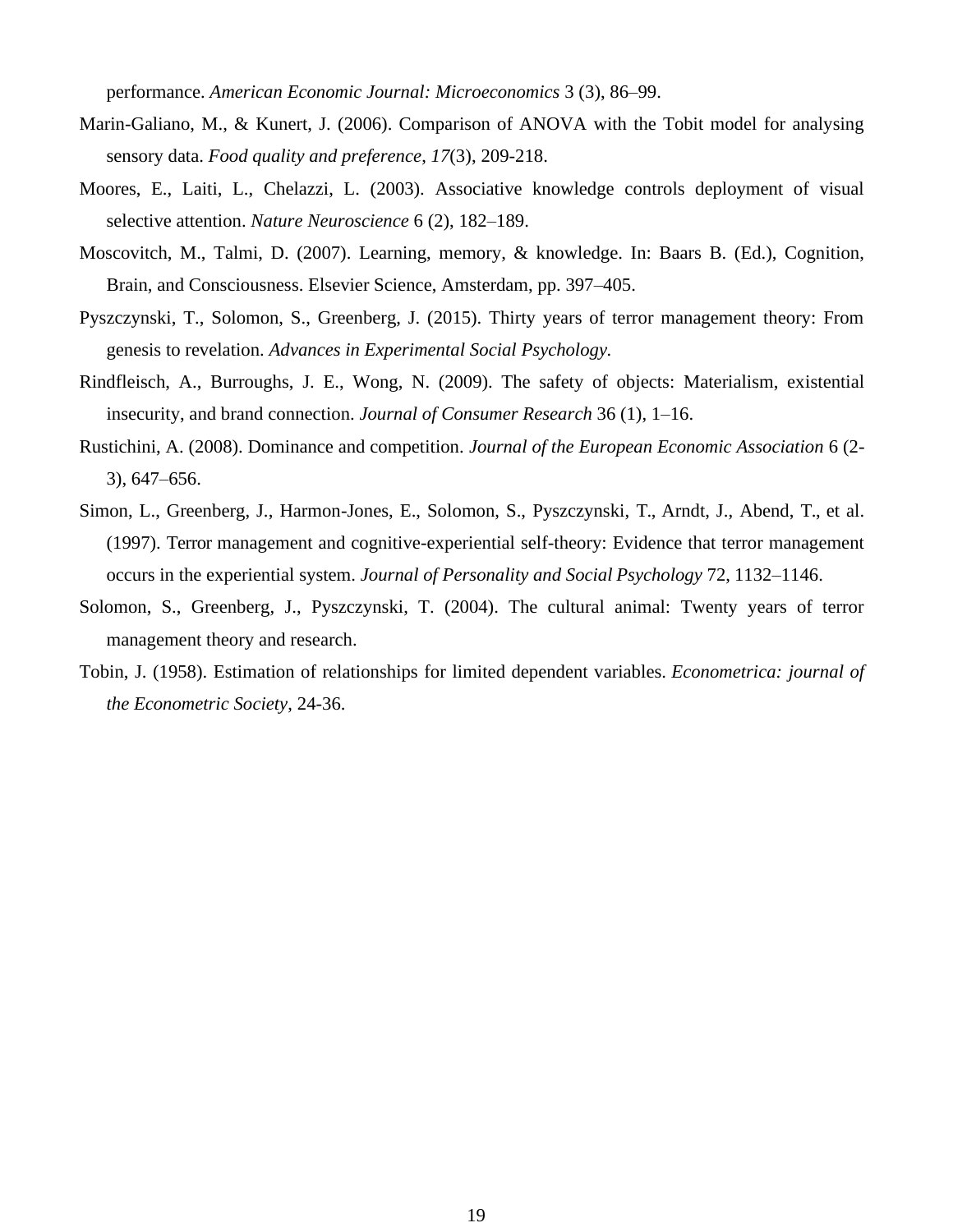performance. *American Economic Journal: Microeconomics* 3 (3), 86–99.

Marin-Galiano, M., & Kunert, J. (2006). Comparison of ANOVA with the Tobit model for analysing sensory data. *Food quality and preference*, *17*(3), 209-218.

Moores, E., Laiti, L., Chelazzi, L. (2003). Associative knowledge controls deployment of visual selective attention. *Nature Neuroscience* 6 (2), 182–189.

Moscovitch, M., Talmi, D. (2007). Learning, memory, & knowledge. In: Baars B. (Ed.), Cognition, Brain, and Consciousness. Elsevier Science, Amsterdam, pp. 397–405.

Pyszczynski, T., Solomon, S., Greenberg, J. (2015). Thirty years of terror management theory: From genesis to revelation. *Advances in Experimental Social Psychology.*

Rindfleisch, A., Burroughs, J. E., Wong, N. (2009). The safety of objects: Materialism, existential insecurity, and brand connection. *Journal of Consumer Research* 36 (1), 1–16.

Rustichini, A. (2008). Dominance and competition. *Journal of the European Economic Association* 6 (2-3), 647–656.

Simon, L., Greenberg, J., Harmon-Jones, E., Solomon, S., Pyszczynski, T., Arndt, J., Abend, T., et al. (1997). Terror management and cognitive-experiential self-theory: Evidence that terror management occurs in the experiential system. *Journal of Personality and Social Psychology* 72, 1132–1146.

Solomon, S., Greenberg, J., Pyszczynski, T. (2004). The cultural animal: Twenty years of terror management theory and research.

Tobin, J. (1958). Estimation of relationships for limited dependent variables. *Econometrica: journal of the Econometric Society*, 24-36.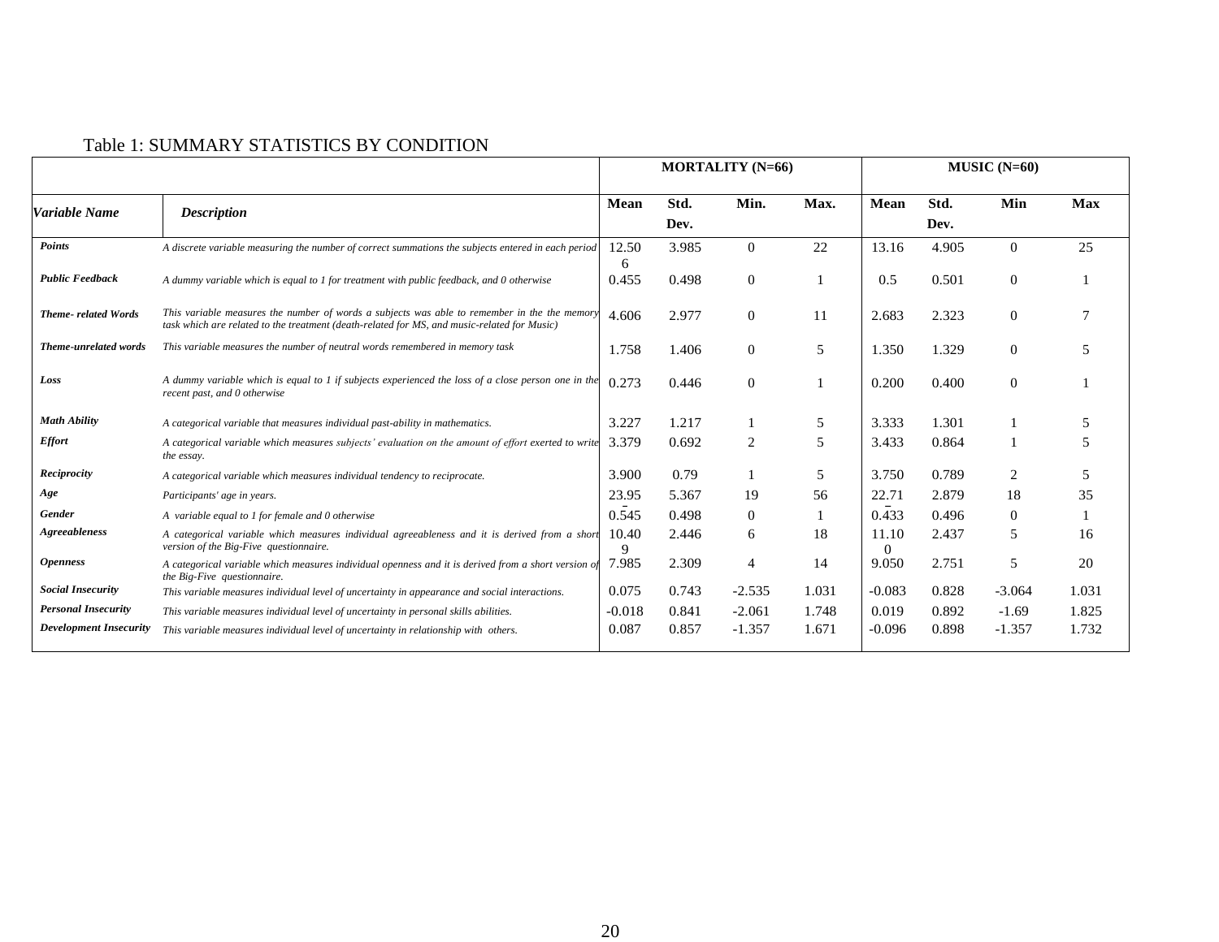Table 1: SUMMARY STATISTICS BY CONDITION

| | | MORTALITY (N=66) | | | | MUSIC (N=60) | | | |
|---|---|---|---|---|---|---|---|---|---|
| *Variable Name* | *Description* | Mean | Std. Dev. | Min. | Max. | Mean | Std. Dev. | Min | Max |
| ***Points*** | *A discrete variable measuring the number of correct summations the subjects entered in each period* | 12.506 | 3.985 | 0 | 22 | 13.16 | 4.905 | 0 | 25 |
| ***Public Feedback*** | *A dummy variable which is equal to 1 for treatment with public feedback, and 0 otherwise* | 0.455 | 0.498 | 0 | 1 | 0.5 | 0.501 | 0 | 1 |
| ***Theme- related Words*** | *This variable measures the number of words a subjects was able to remember in the the memory task which are related to the treatment (death-related for MS, and music-related for Music)* | 4.606 | 2.977 | 0 | 11 | 2.683 | 2.323 | 0 | 7 |
| ***Theme-unrelated words*** | *This variable measures the number of neutral words remembered in memory task* | 1.758 | 1.406 | 0 | 5 | 1.350 | 1.329 | 0 | 5 |
| ***Loss*** | *A dummy variable which is equal to 1 if subjects experienced the loss of a close person one in the recent past, and 0 otherwise* | 0.273 | 0.446 | 0 | 1 | 0.200 | 0.400 | 0 | 1 |
| ***Math Ability*** | *A categorical variable that measures individual past-ability in mathematics.* | 3.227 | 1.217 | 1 | 5 | 3.333 | 1.301 | 1 | 5 |
| ***Effort*** | *A categorical variable which measures subjects' evaluation on the amount of effort exerted to write the essay.* | 3.379 | 0.692 | 2 | 5 | 3.433 | 0.864 | 1 | 5 |
| ***Reciprocity*** | *A categorical variable which measures individual tendency to reciprocate.* | 3.900 | 0.79 | 1 | 5 | 3.750 | 0.789 | 2 | 5 |
| ***Age*** | *Participants' age in years.* | 23.95 | 5.367 | 19 | 56 | 22.71 | 2.879 | 18 | 35 |
| ***Gender*** | *A variable equal to 1 for female and 0 otherwise* | 0.545 | 0.498 | 0 | 1 | 0.433 | 0.496 | 0 | 1 |
| ***Agreeableness*** | *A categorical variable which measures individual agreeableness and it is derived from a short version of the Big-Five questionnaire.* | 10.409 | 2.446 | 6 | 18 | 11.100 | 2.437 | 5 | 16 |
| ***Openness*** | *A categorical variable which measures individual openness and it is derived from a short version of the Big-Five questionnaire.* | 7.985 | 2.309 | 4 | 14 | 9.050 | 2.751 | 5 | 20 |
| ***Social Insecurity*** | *This variable measures individual level of uncertainty in appearance and social interactions.* | 0.075 | 0.743 | -2.535 | 1.031 | -0.083 | 0.828 | -3.064 | 1.031 |
| ***Personal Insecurity*** | *This variable measures individual level of uncertainty in personal skills abilities.* | -0.018 | 0.841 | -2.061 | 1.748 | 0.019 | 0.892 | -1.69 | 1.825 |
| ***Development Insecurity*** | *This variable measures individual level of uncertainty in relationship with others.* | 0.087 | 0.857 | -1.357 | 1.671 | -0.096 | 0.898 | -1.357 | 1.732 |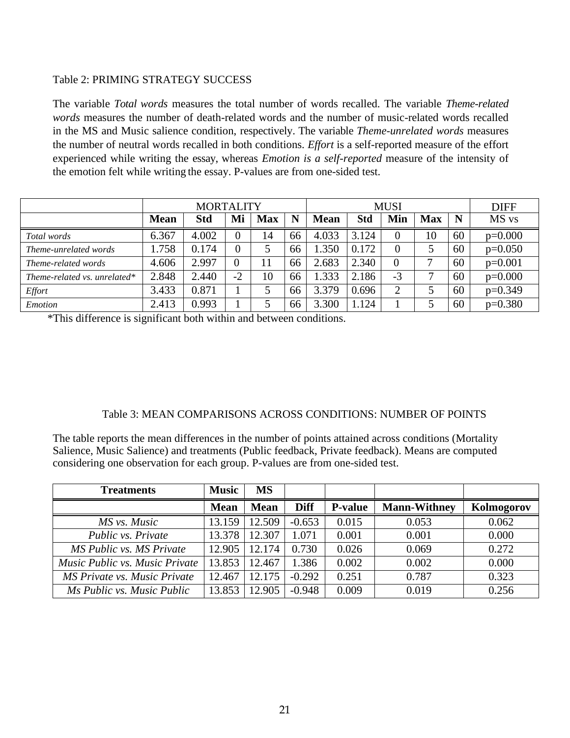Table 2: PRIMING STRATEGY SUCCESS

The variable *Total words* measures the total number of words recalled. The variable *Theme-related words* measures the number of death-related words and the number of music-related words recalled in the MS and Music salience condition, respectively. The variable *Theme-unrelated words* measures the number of neutral words recalled in both conditions. *Effort* is a self-reported measure of the effort experienced while writing the essay, whereas *Emotion is a self-reported* measure of the intensity of the emotion felt while writing the essay. P-values are from one-sided test.

| | MORTALITY | | | | | MUSI | | | | | DIFF |
|---|---|---|---|---|---|---|---|---|---|---|---|
| | **Mean** | **Std** | **Mi** | **Max** | **N** | **Mean** | **Std** | **Min** | **Max** | **N** | MS vs |
| *Total words* | 6.367 | 4.002 | 0 | 14 | 66 | 4.033 | 3.124 | 0 | 10 | 60 | p=0.000 |
| *Theme-unrelated words* | 1.758 | 0.174 | 0 | 5 | 66 | 1.350 | 0.172 | 0 | 5 | 60 | p=0.050 |
| *Theme-related words* | 4.606 | 2.997 | 0 | 11 | 66 | 2.683 | 2.340 | 0 | 7 | 60 | p=0.001 |
| *Theme-related vs. unrelated** | 2.848 | 2.440 | -2 | 10 | 66 | 1.333 | 2.186 | -3 | 7 | 60 | p=0.000 |
| *Effort* | 3.433 | 0.871 | 1 | 5 | 66 | 3.379 | 0.696 | 2 | 5 | 60 | p=0.349 |
| *Emotion* | 2.413 | 0.993 | 1 | 5 | 66 | 3.300 | 1.124 | 1 | 5 | 60 | p=0.380 |

*This difference is significant both within and between conditions.

Table 3: MEAN COMPARISONS ACROSS CONDITIONS: NUMBER OF POINTS

The table reports the mean differences in the number of points attained across conditions (Mortality Salience, Music Salience) and treatments (Public feedback, Private feedback). Means are computed considering one observation for each group. P-values are from one-sided test.

| **Treatments** | **Music** | **MS** | | | | |
|---|---|---|---|---|---|---|
| | **Mean** | **Mean** | **Diff** | **P-value** | **Mann-Withney** | **Kolmogorov** |
| *MS vs. Music* | 13.159 | 12.509 | -0.653 | 0.015 | 0.053 | 0.062 |
| *Public vs. Private* | 13.378 | 12.307 | 1.071 | 0.001 | 0.001 | 0.000 |
| *MS Public vs. MS Private* | 12.905 | 12.174 | 0.730 | 0.026 | 0.069 | 0.272 |
| *Music Public vs. Music Private* | 13.853 | 12.467 | 1.386 | 0.002 | 0.002 | 0.000 |
| *MS Private vs. Music Private* | 12.467 | 12.175 | -0.292 | 0.251 | 0.787 | 0.323 |
| *Ms Public vs. Music Public* | 13.853 | 12.905 | -0.948 | 0.009 | 0.019 | 0.256 |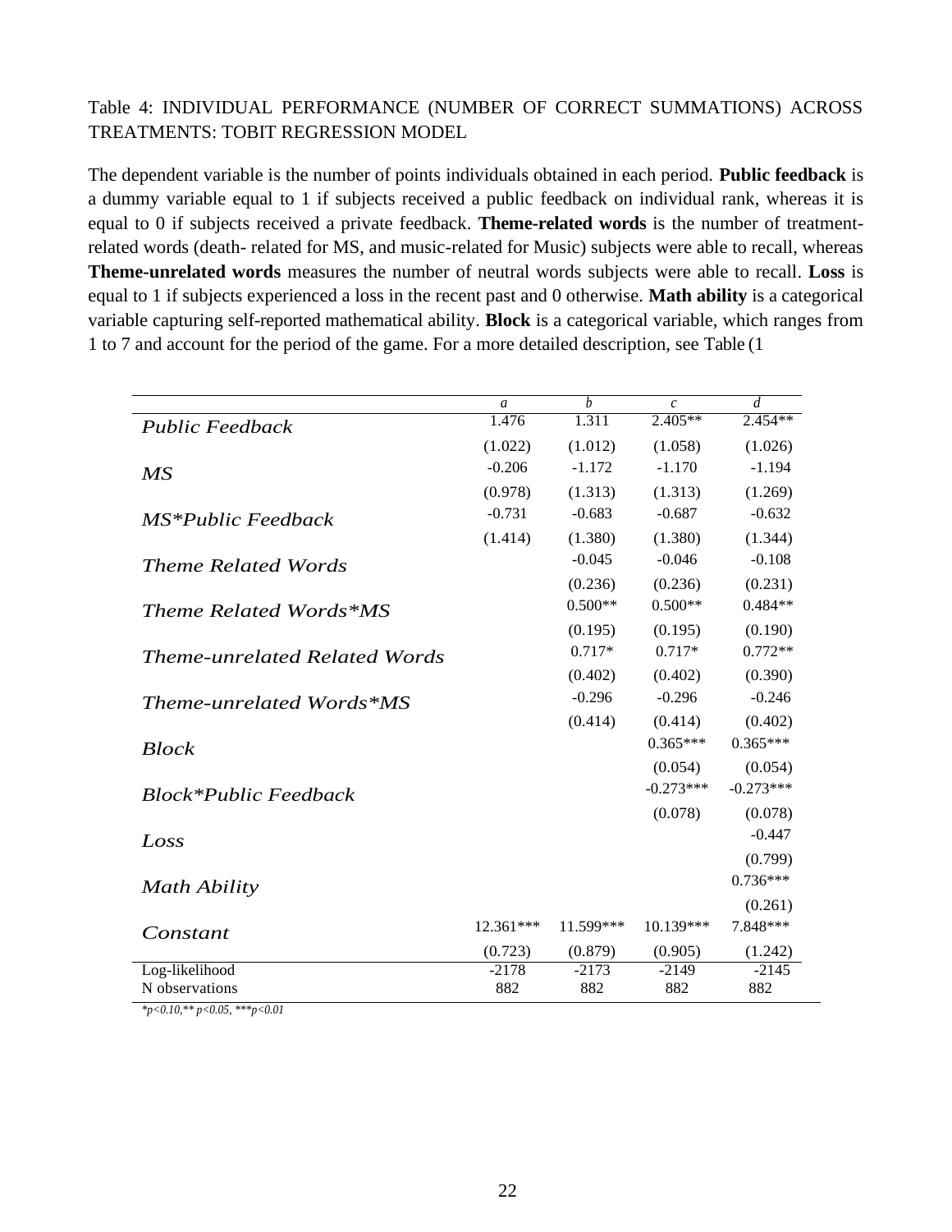Table 4: INDIVIDUAL PERFORMANCE (NUMBER OF CORRECT SUMMATIONS) ACROSS TREATMENTS: TOBIT REGRESSION MODEL

The dependent variable is the number of points individuals obtained in each period. **Public feedback** is a dummy variable equal to 1 if subjects received a public feedback on individual rank, whereas it is equal to 0 if subjects received a private feedback. **Theme-related words** is the number of treatment-related words (death- related for MS, and music-related for Music) subjects were able to recall, whereas **Theme-unrelated words** measures the number of neutral words subjects were able to recall. **Loss** is equal to 1 if subjects experienced a loss in the recent past and 0 otherwise. **Math ability** is a categorical variable capturing self-reported mathematical ability. **Block** is a categorical variable, which ranges from 1 to 7 and account for the period of the game. For a more detailed description, see Table (1

| | *a* | *b* | *c* | *d* |
|---|---|---|---|---|
| *Public Feedback* | 1.476 | 1.311 | 2.405** | 2.454** |
| | (1.022) | (1.012) | (1.058) | (1.026) |
| *MS* | -0.206 | -1.172 | -1.170 | -1.194 |
| | (0.978) | (1.313) | (1.313) | (1.269) |
| *MS*Public Feedback* | -0.731 | -0.683 | -0.687 | -0.632 |
| | (1.414) | (1.380) | (1.380) | (1.344) |
| *Theme Related Words* | | -0.045 | -0.046 | -0.108 |
| | | (0.236) | (0.236) | (0.231) |
| *Theme Related Words*MS* | | 0.500** | 0.500** | 0.484** |
| | | (0.195) | (0.195) | (0.190) |
| *Theme-unrelated Related Words* | | 0.717* | 0.717* | 0.772** |
| | | (0.402) | (0.402) | (0.390) |
| *Theme-unrelated Words*MS* | | -0.296 | -0.296 | -0.246 |
| | | (0.414) | (0.414) | (0.402) |
| *Block* | | | 0.365*** | 0.365*** |
| | | | (0.054) | (0.054) |
| *Block*Public Feedback* | | | -0.273*** | -0.273*** |
| | | | (0.078) | (0.078) |
| *Loss* | | | | -0.447 |
| | | | | (0.799) |
| *Math Ability* | | | | 0.736*** |
| | | | | (0.261) |
| *Constant* | 12.361*** | 11.599*** | 10.139*** | 7.848*** |
| | (0.723) | (0.879) | (0.905) | (1.242) |
| Log-likelihood | -2178 | -2173 | -2149 | -2145 |
| N observations | 882 | 882 | 882 | 882 |

*$p<0.10$, ** $p<0.05$, *** $p<0.01$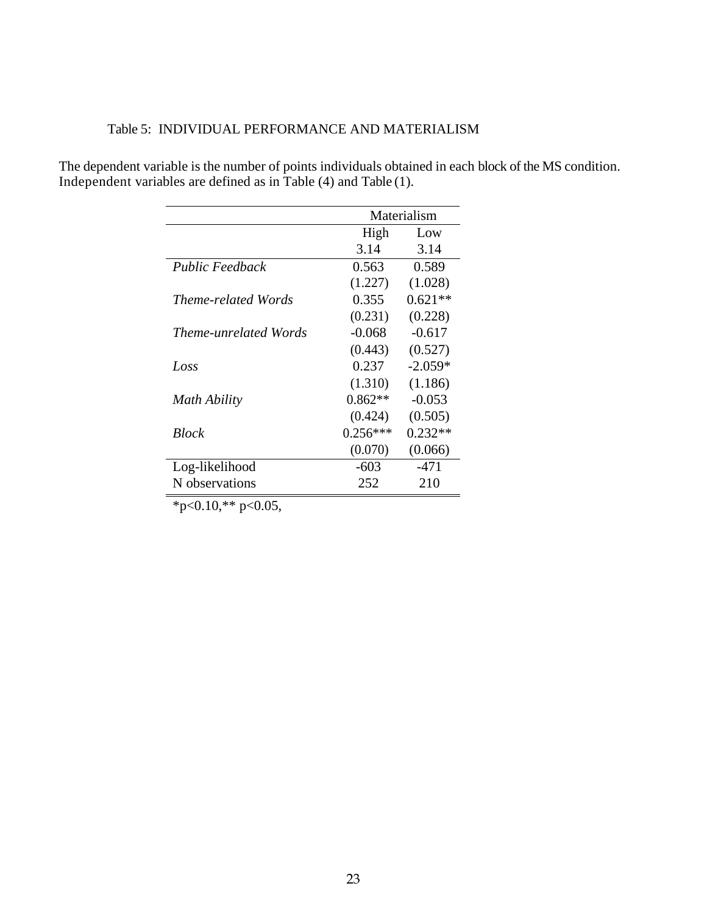Table 5: INDIVIDUAL PERFORMANCE AND MATERIALISM

The dependent variable is the number of points individuals obtained in each block of the MS condition. Independent variables are defined as in Table (4) and Table (1).

| | Materialism | |
|---|---|---|
| | High | Low |
| | 3.14 | 3.14 |
| *Public Feedback* | 0.563 | 0.589 |
| | (1.227) | (1.028) |
| *Theme-related Words* | 0.355 | 0.621** |
| | (0.231) | (0.228) |
| *Theme-unrelated Words* | -0.068 | -0.617 |
| | (0.443) | (0.527) |
| *Loss* | 0.237 | -2.059* |
| | (1.310) | (1.186) |
| *Math Ability* | 0.862** | -0.053 |
| | (0.424) | (0.505) |
| *Block* | 0.256*** | 0.232** |
| | (0.070) | (0.066) |
| Log-likelihood | -603 | -471 |
| N observations | 252 | 210 |

*p<0.10,** p<0.05,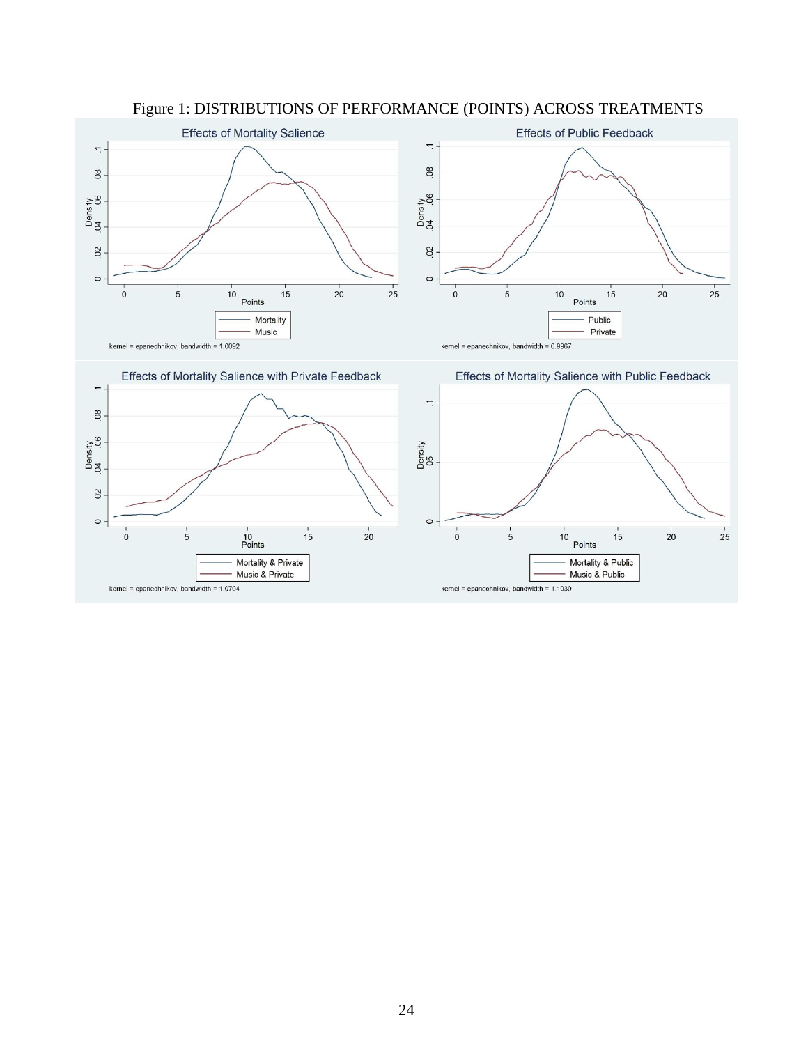Figure 1: DISTRIBUTIONS OF PERFORMANCE (POINTS) ACROSS TREATMENTS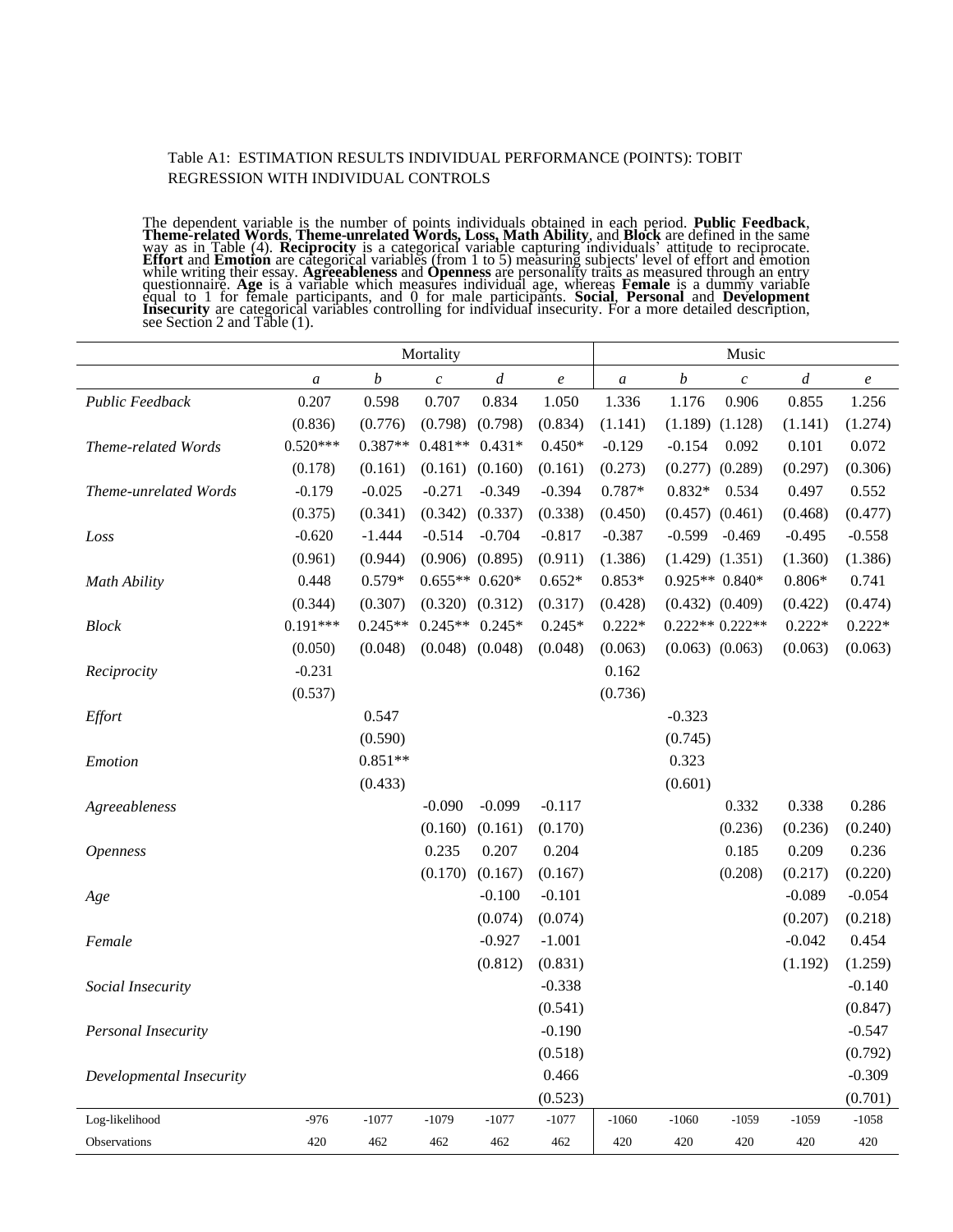Table A1: ESTIMATION RESULTS INDIVIDUAL PERFORMANCE (POINTS): TOBIT REGRESSION WITH INDIVIDUAL CONTROLS

The dependent variable is the number of points individuals obtained in each period. **Public Feedback**, **Theme-related Words**, **Theme-unrelated Words, Loss, Math Ability**, and **Block** are defined in the same way as in Table (4). **Reciprocity** is a categorical variable capturing individuals' attitude to reciprocate. **Effort** and **Emotion** are categorical variables (from 1 to 5) measuring subjects' level of effort and emotion while writing their essay. **Agreeableness** and **Openness** are personality traits as measured through an entry questionnaire. **Age** is a variable which measures individual age, whereas **Female** is a dummy variable equal to 1 for female participants, and 0 for male participants. **Social**, **Personal** and **Development Insecurity** are categorical variables controlling for individual insecurity. For a more detailed description, see Section 2 and Table (1).

| | Mortality | | | | | Music | | | | |
|---|---|---|---|---|---|---|---|---|---|---|
| | *a* | *b* | *c* | *d* | *e* | *a* | *b* | *c* | *d* | *e* |
| *Public Feedback* | 0.207 | 0.598 | 0.707 | 0.834 | 1.050 | 1.336 | 1.176 | 0.906 | 0.855 | 1.256 |
| | (0.836) | (0.776) | (0.798) | (0.798) | (0.834) | (1.141) | (1.189) | (1.128) | (1.141) | (1.274) |
| *Theme-related Words* | 0.520*** | 0.387** | 0.481** | 0.431* | 0.450* | -0.129 | -0.154 | 0.092 | 0.101 | 0.072 |
| | (0.178) | (0.161) | (0.161) | (0.160) | (0.161) | (0.273) | (0.277) | (0.289) | (0.297) | (0.306) |
| *Theme-unrelated Words* | -0.179 | -0.025 | -0.271 | -0.349 | -0.394 | 0.787* | 0.832* | 0.534 | 0.497 | 0.552 |
| | (0.375) | (0.341) | (0.342) | (0.337) | (0.338) | (0.450) | (0.457) | (0.461) | (0.468) | (0.477) |
| *Loss* | -0.620 | -1.444 | -0.514 | -0.704 | -0.817 | -0.387 | -0.599 | -0.469 | -0.495 | -0.558 |
| | (0.961) | (0.944) | (0.906) | (0.895) | (0.911) | (1.386) | (1.429) | (1.351) | (1.360) | (1.386) |
| *Math Ability* | 0.448 | 0.579* | 0.655** | 0.620* | 0.652* | 0.853* | 0.925** | 0.840* | 0.806* | 0.741 |
| | (0.344) | (0.307) | (0.320) | (0.312) | (0.317) | (0.428) | (0.432) | (0.409) | (0.422) | (0.474) |
| *Block* | 0.191*** | 0.245** | 0.245** | 0.245* | 0.245* | 0.222* | 0.222** | 0.222** | 0.222* | 0.222* |
| | (0.050) | (0.048) | (0.048) | (0.048) | (0.048) | (0.063) | (0.063) | (0.063) | (0.063) | (0.063) |
| *Reciprocity* | -0.231 | | | | | 0.162 | | | | |
| | (0.537) | | | | | (0.736) | | | | |
| *Effort* | | 0.547 | | | | | -0.323 | | | |
| | | (0.590) | | | | | (0.745) | | | |
| *Emotion* | | 0.851** | | | | | 0.323 | | | |
| | | (0.433) | | | | | (0.601) | | | |
| *Agreeableness* | | | -0.090 | -0.099 | -0.117 | | | 0.332 | 0.338 | 0.286 |
| | | | (0.160) | (0.161) | (0.170) | | | (0.236) | (0.236) | (0.240) |
| *Openness* | | | 0.235 | 0.207 | 0.204 | | | 0.185 | 0.209 | 0.236 |
| | | | (0.170) | (0.167) | (0.167) | | | (0.208) | (0.217) | (0.220) |
| *Age* | | | | -0.100 | -0.101 | | | | -0.089 | -0.054 |
| | | | | (0.074) | (0.074) | | | | (0.207) | (0.218) |
| *Female* | | | | -0.927 | -1.001 | | | | -0.042 | 0.454 |
| | | | | (0.812) | (0.831) | | | | (1.192) | (1.259) |
| *Social Insecurity* | | | | | -0.338 | | | | | -0.140 |
| | | | | | (0.541) | | | | | (0.847) |
| *Personal Insecurity* | | | | | -0.190 | | | | | -0.547 |
| | | | | | (0.518) | | | | | (0.792) |
| *Developmental Insecurity* | | | | | 0.466 | | | | | -0.309 |
| | | | | | (0.523) | | | | | (0.701) |
| Log-likelihood | -976 | -1077 | -1079 | -1077 | -1077 | -1060 | -1060 | -1059 | -1059 | -1058 |
| Observations | 420 | 462 | 462 | 462 | 462 | 420 | 420 | 420 | 420 | 420 |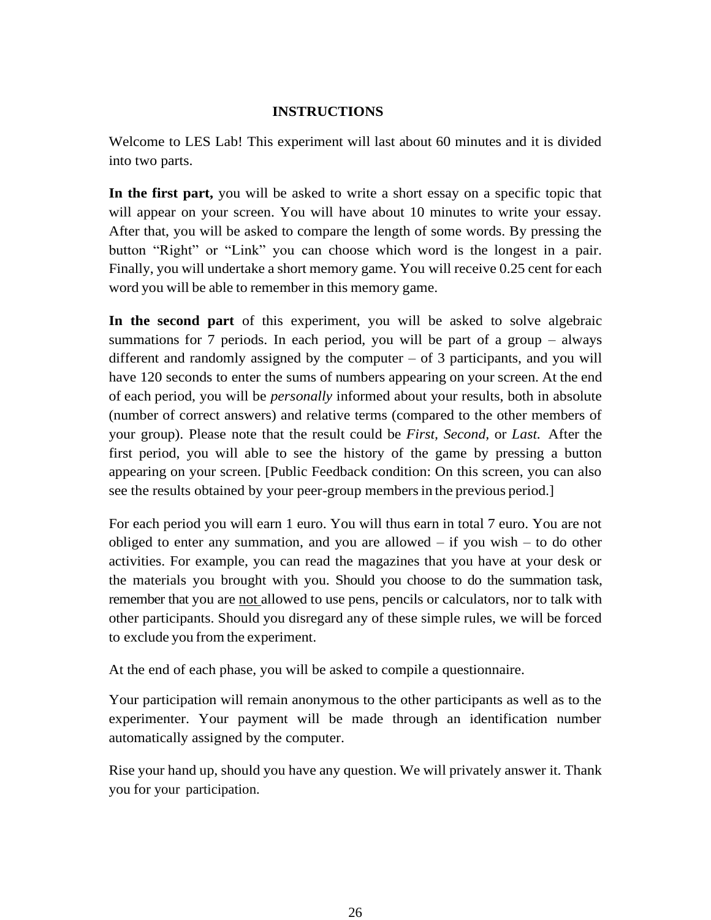# INSTRUCTIONS

Welcome to LES Lab! This experiment will last about 60 minutes and it is divided into two parts.

**In the first part,** you will be asked to write a short essay on a specific topic that will appear on your screen. You will have about 10 minutes to write your essay. After that, you will be asked to compare the length of some words. By pressing the button "Right" or "Link" you can choose which word is the longest in a pair. Finally, you will undertake a short memory game. You will receive 0.25 cent for each word you will be able to remember in this memory game.

**In the second part** of this experiment, you will be asked to solve algebraic summations for 7 periods. In each period, you will be part of a group – always different and randomly assigned by the computer – of 3 participants, and you will have 120 seconds to enter the sums of numbers appearing on your screen. At the end of each period, you will be *personally* informed about your results, both in absolute (number of correct answers) and relative terms (compared to the other members of your group). Please note that the result could be *First*, *Second*, or *Last*. After the first period, you will able to see the history of the game by pressing a button appearing on your screen. [Public Feedback condition: On this screen, you can also see the results obtained by your peer-group members in the previous period.]

For each period you will earn 1 euro. You will thus earn in total 7 euro. You are not obliged to enter any summation, and you are allowed – if you wish – to do other activities. For example, you can read the magazines that you have at your desk or the materials you brought with you. Should you choose to do the summation task, remember that you are not allowed to use pens, pencils or calculators, nor to talk with other participants. Should you disregard any of these simple rules, we will be forced to exclude you from the experiment.

At the end of each phase, you will be asked to compile a questionnaire.

Your participation will remain anonymous to the other participants as well as to the experimenter. Your payment will be made through an identification number automatically assigned by the computer.

Rise your hand up, should you have any question. We will privately answer it. Thank you for your participation.